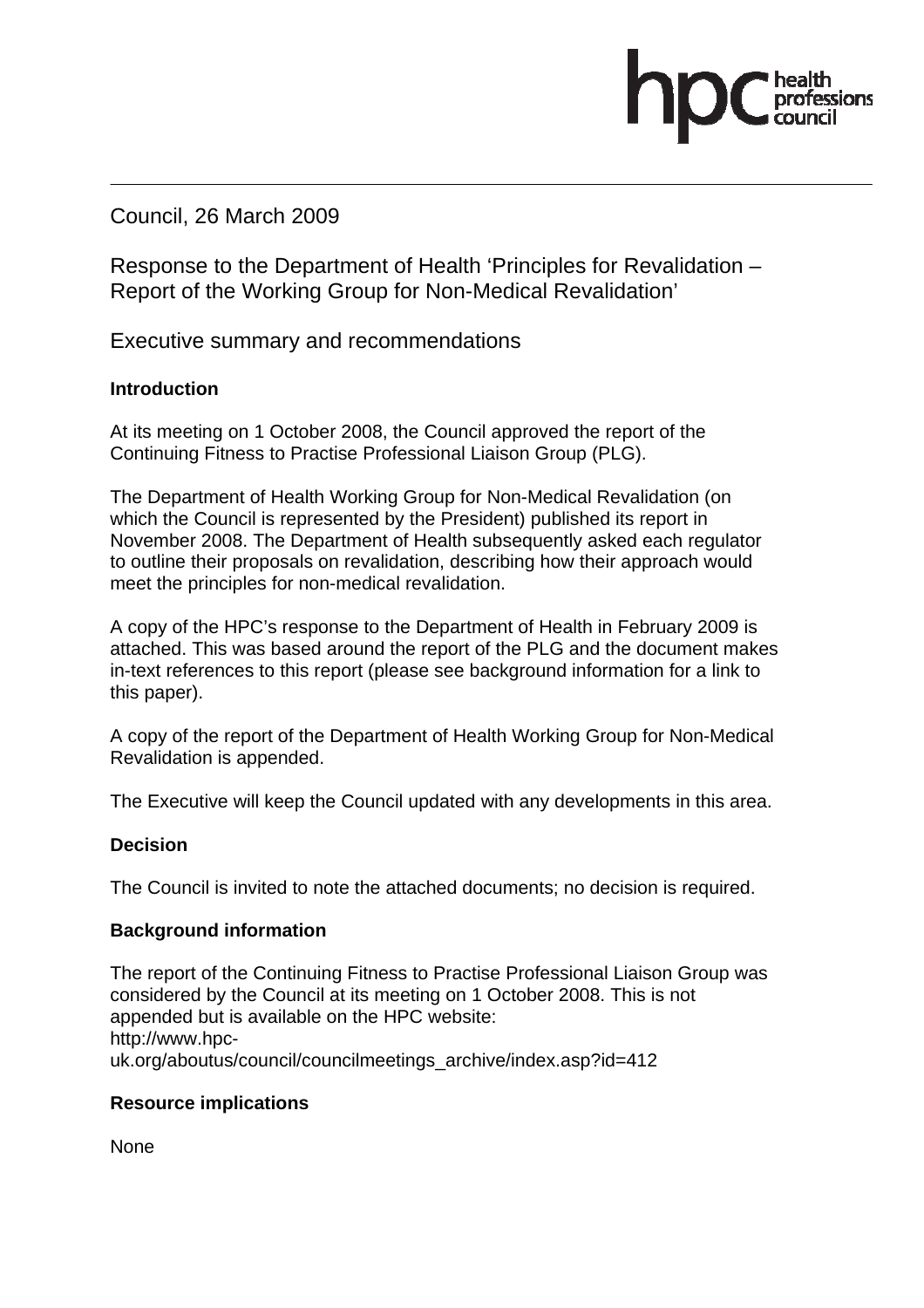Council, 26 March 2009

# Response to the Department of Health 'Principles for Revalidation – Report of the Working Group for Non-Medical Revalidation'

## Executive summary and recommendations

### Introduction

At its meeting on 1 October 2008, the Council approved the report of the Continuing Fitness to Practise Professional Liaison Group (PLG).

The Department of Health Working Group for Non-Medical Revalidation (on which the Council is represented by the President) published its report in November 2008. The Department of Health subsequently asked each regulator to outline their proposals on revalidation, describing how their approach would meet the principles for non-medical revalidation.

A copy of the HPC's response to the Department of Health in February 2009 is attached. This was based around the report of the PLG and the document makes in-text references to this report (please see background information for a link to this paper).

A copy of the report of the Department of Health Working Group for Non-Medical Revalidation is appended.

The Executive will keep the Council updated with any developments in this area.

### Decision

The Council is invited to note the attached documents; no decision is required.

### Background information

The report of the Continuing Fitness to Practise Professional Liaison Group was considered by the Council at its meeting on 1 October 2008. This is not appended but is available on the HPC website:
http://www.hpc-uk.org/aboutus/council/councilmeetings_archive/index.asp?id=412

### Resource implications

None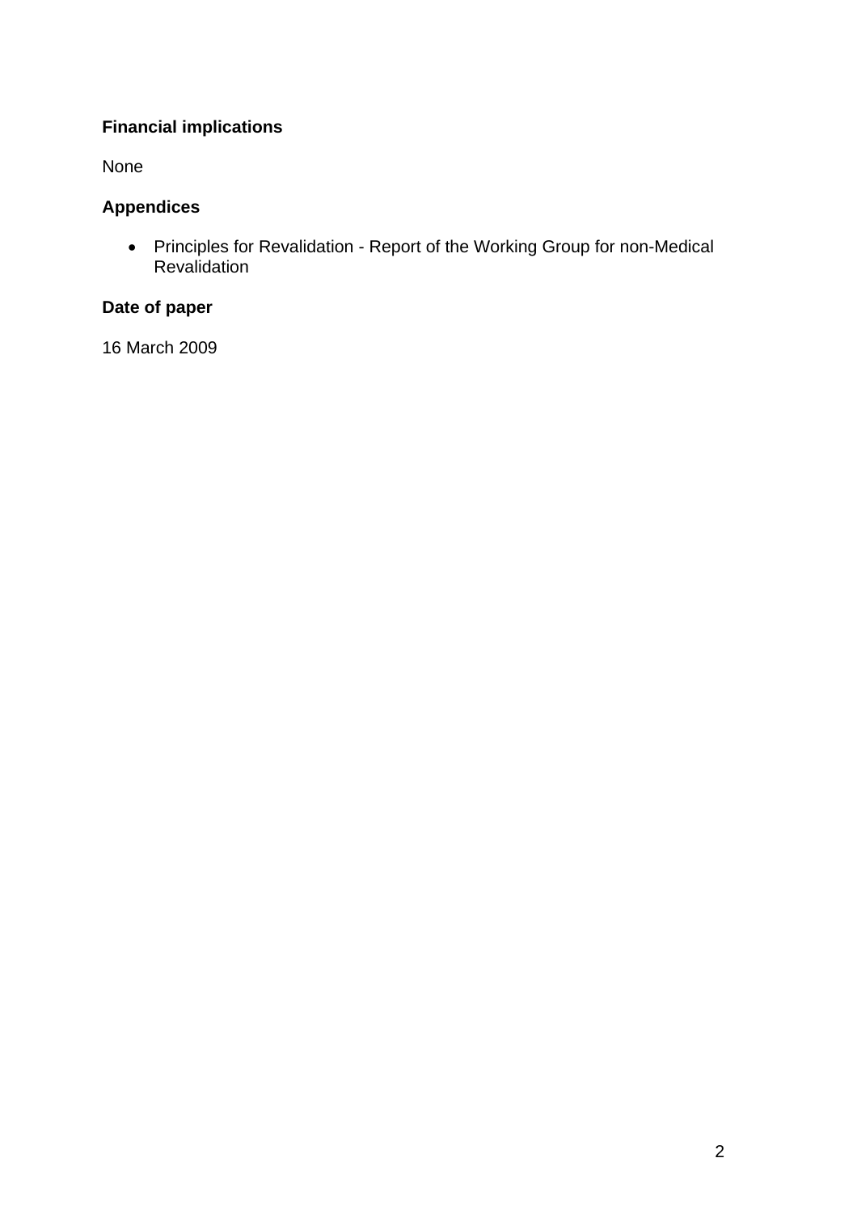**Financial implications**

None

**Appendices**

- Principles for Revalidation - Report of the Working Group for non-Medical Revalidation

**Date of paper**

16 March 2009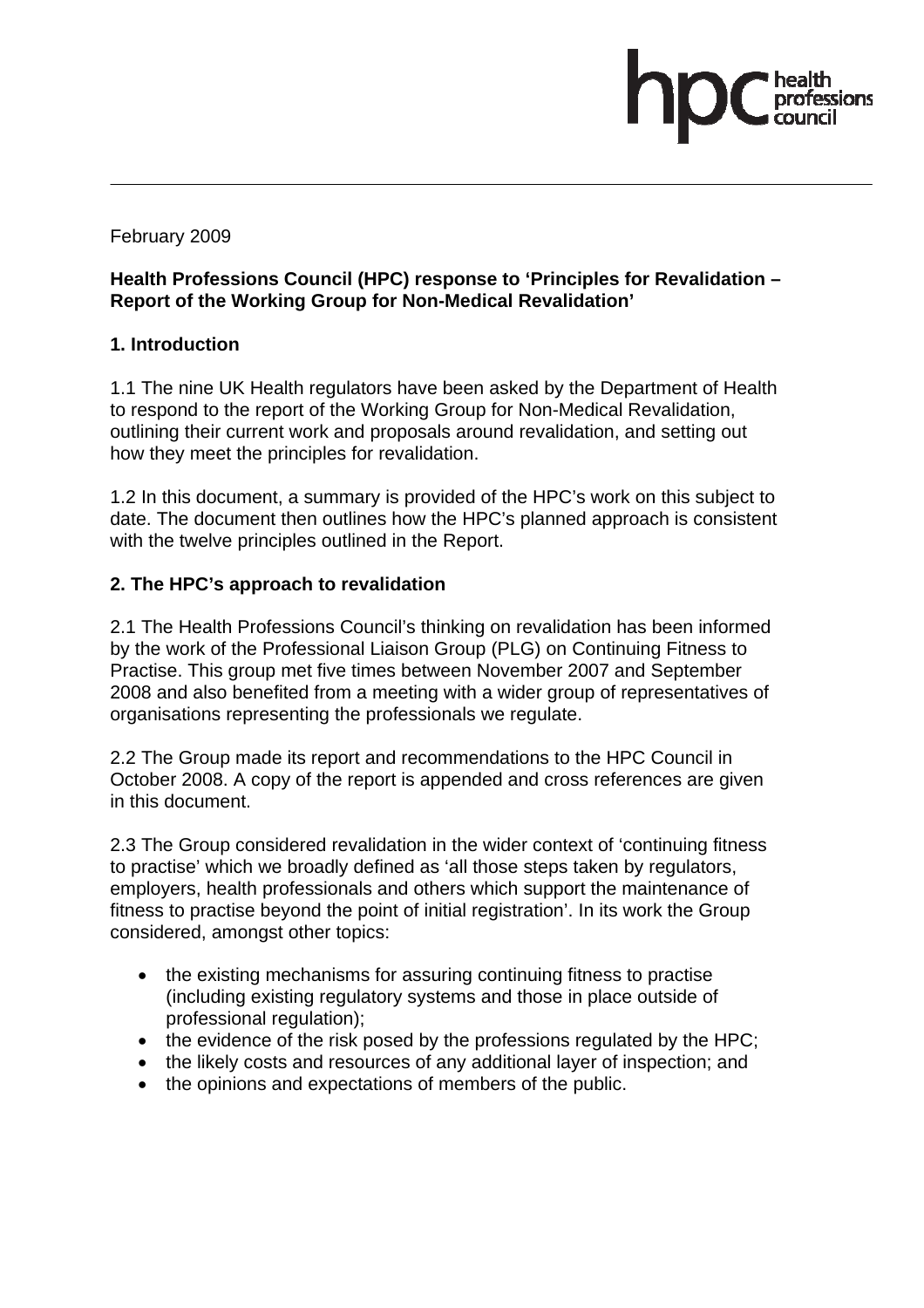February 2009

**Health Professions Council (HPC) response to 'Principles for Revalidation – Report of the Working Group for Non-Medical Revalidation'**

## 1. Introduction

1.1 The nine UK Health regulators have been asked by the Department of Health to respond to the report of the Working Group for Non-Medical Revalidation, outlining their current work and proposals around revalidation, and setting out how they meet the principles for revalidation.

1.2 In this document, a summary is provided of the HPC's work on this subject to date. The document then outlines how the HPC's planned approach is consistent with the twelve principles outlined in the Report.

## 2. The HPC's approach to revalidation

2.1 The Health Professions Council's thinking on revalidation has been informed by the work of the Professional Liaison Group (PLG) on Continuing Fitness to Practise. This group met five times between November 2007 and September 2008 and also benefited from a meeting with a wider group of representatives of organisations representing the professionals we regulate.

2.2 The Group made its report and recommendations to the HPC Council in October 2008. A copy of the report is appended and cross references are given in this document.

2.3 The Group considered revalidation in the wider context of 'continuing fitness to practise' which we broadly defined as 'all those steps taken by regulators, employers, health professionals and others which support the maintenance of fitness to practise beyond the point of initial registration'. In its work the Group considered, amongst other topics:

- the existing mechanisms for assuring continuing fitness to practise (including existing regulatory systems and those in place outside of professional regulation);
- the evidence of the risk posed by the professions regulated by the HPC;
- the likely costs and resources of any additional layer of inspection; and
- the opinions and expectations of members of the public.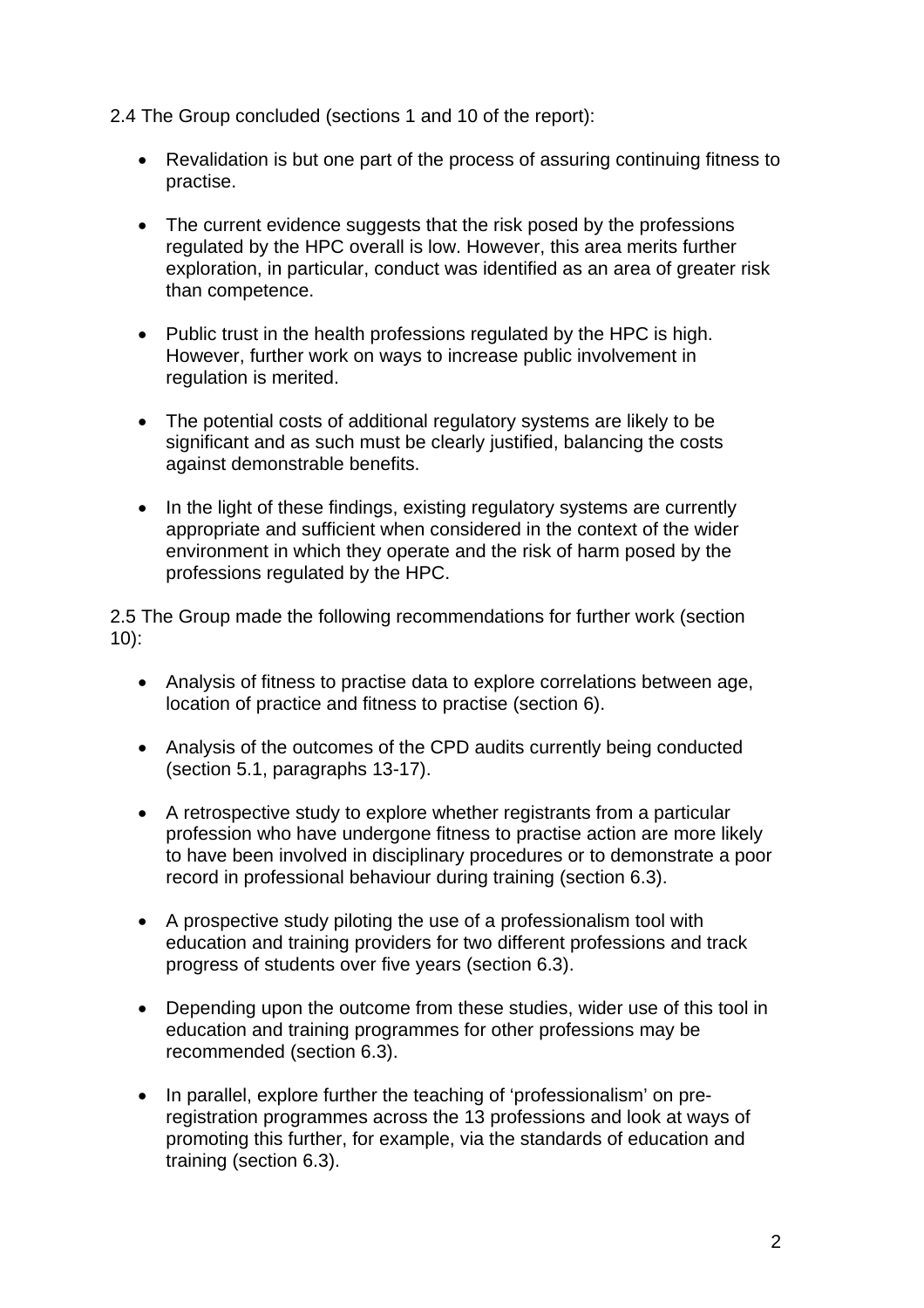2.4 The Group concluded (sections 1 and 10 of the report):

- Revalidation is but one part of the process of assuring continuing fitness to practise.
- The current evidence suggests that the risk posed by the professions regulated by the HPC overall is low. However, this area merits further exploration, in particular, conduct was identified as an area of greater risk than competence.
- Public trust in the health professions regulated by the HPC is high. However, further work on ways to increase public involvement in regulation is merited.
- The potential costs of additional regulatory systems are likely to be significant and as such must be clearly justified, balancing the costs against demonstrable benefits.
- In the light of these findings, existing regulatory systems are currently appropriate and sufficient when considered in the context of the wider environment in which they operate and the risk of harm posed by the professions regulated by the HPC.

2.5 The Group made the following recommendations for further work (section 10):

- Analysis of fitness to practise data to explore correlations between age, location of practice and fitness to practise (section 6).
- Analysis of the outcomes of the CPD audits currently being conducted (section 5.1, paragraphs 13-17).
- A retrospective study to explore whether registrants from a particular profession who have undergone fitness to practise action are more likely to have been involved in disciplinary procedures or to demonstrate a poor record in professional behaviour during training (section 6.3).
- A prospective study piloting the use of a professionalism tool with education and training providers for two different professions and track progress of students over five years (section 6.3).
- Depending upon the outcome from these studies, wider use of this tool in education and training programmes for other professions may be recommended (section 6.3).
- In parallel, explore further the teaching of 'professionalism' on pre-registration programmes across the 13 professions and look at ways of promoting this further, for example, via the standards of education and training (section 6.3).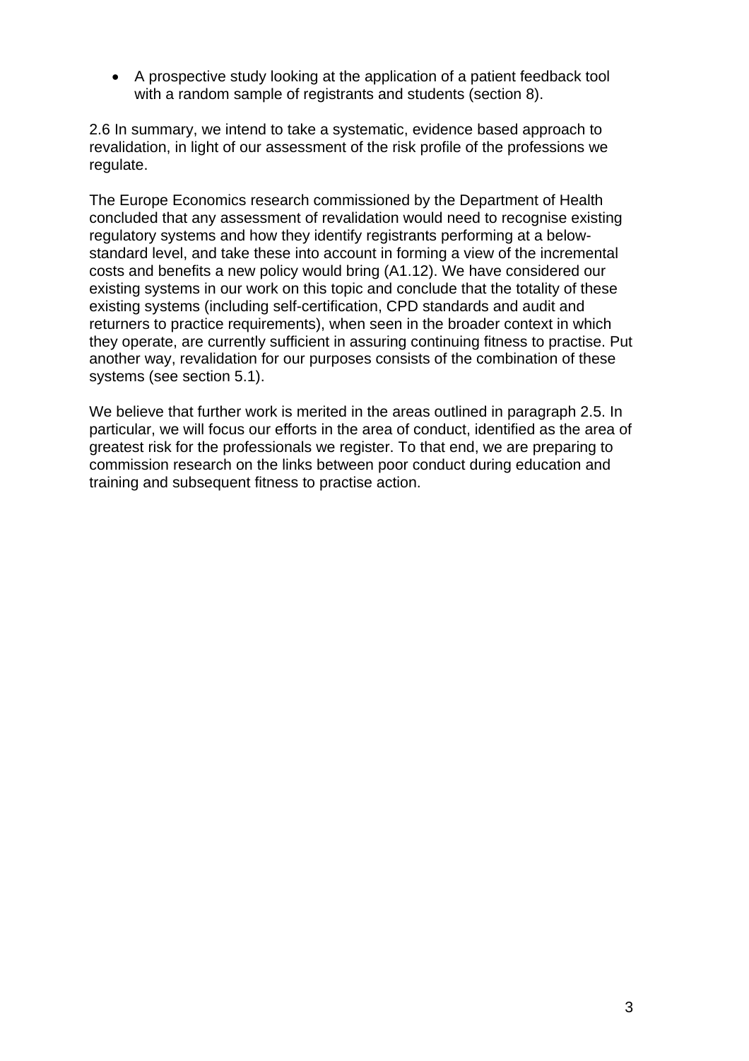- A prospective study looking at the application of a patient feedback tool with a random sample of registrants and students (section 8).

2.6 In summary, we intend to take a systematic, evidence based approach to revalidation, in light of our assessment of the risk profile of the professions we regulate.

The Europe Economics research commissioned by the Department of Health concluded that any assessment of revalidation would need to recognise existing regulatory systems and how they identify registrants performing at a below-standard level, and take these into account in forming a view of the incremental costs and benefits a new policy would bring (A1.12). We have considered our existing systems in our work on this topic and conclude that the totality of these existing systems (including self-certification, CPD standards and audit and returners to practice requirements), when seen in the broader context in which they operate, are currently sufficient in assuring continuing fitness to practise. Put another way, revalidation for our purposes consists of the combination of these systems (see section 5.1).

We believe that further work is merited in the areas outlined in paragraph 2.5. In particular, we will focus our efforts in the area of conduct, identified as the area of greatest risk for the professionals we register. To that end, we are preparing to commission research on the links between poor conduct during education and training and subsequent fitness to practise action.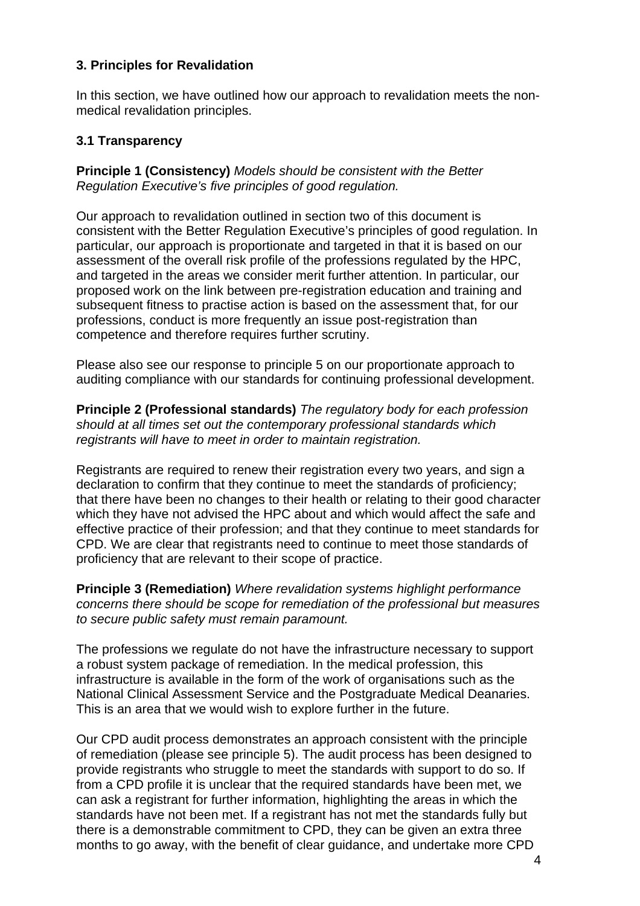### 3. Principles for Revalidation

In this section, we have outlined how our approach to revalidation meets the non-medical revalidation principles.

#### 3.1 Transparency

**Principle 1 (Consistency)** *Models should be consistent with the Better Regulation Executive's five principles of good regulation.*

Our approach to revalidation outlined in section two of this document is consistent with the Better Regulation Executive's principles of good regulation. In particular, our approach is proportionate and targeted in that it is based on our assessment of the overall risk profile of the professions regulated by the HPC, and targeted in the areas we consider merit further attention. In particular, our proposed work on the link between pre-registration education and training and subsequent fitness to practise action is based on the assessment that, for our professions, conduct is more frequently an issue post-registration than competence and therefore requires further scrutiny.

Please also see our response to principle 5 on our proportionate approach to auditing compliance with our standards for continuing professional development.

**Principle 2 (Professional standards)** *The regulatory body for each profession should at all times set out the contemporary professional standards which registrants will have to meet in order to maintain registration.*

Registrants are required to renew their registration every two years, and sign a declaration to confirm that they continue to meet the standards of proficiency; that there have been no changes to their health or relating to their good character which they have not advised the HPC about and which would affect the safe and effective practice of their profession; and that they continue to meet standards for CPD. We are clear that registrants need to continue to meet those standards of proficiency that are relevant to their scope of practice.

**Principle 3 (Remediation)** *Where revalidation systems highlight performance concerns there should be scope for remediation of the professional but measures to secure public safety must remain paramount.*

The professions we regulate do not have the infrastructure necessary to support a robust system package of remediation. In the medical profession, this infrastructure is available in the form of the work of organisations such as the National Clinical Assessment Service and the Postgraduate Medical Deanaries. This is an area that we would wish to explore further in the future.

Our CPD audit process demonstrates an approach consistent with the principle of remediation (please see principle 5). The audit process has been designed to provide registrants who struggle to meet the standards with support to do so. If from a CPD profile it is unclear that the required standards have been met, we can ask a registrant for further information, highlighting the areas in which the standards have not been met. If a registrant has not met the standards fully but there is a demonstrable commitment to CPD, they can be given an extra three months to go away, with the benefit of clear guidance, and undertake more CPD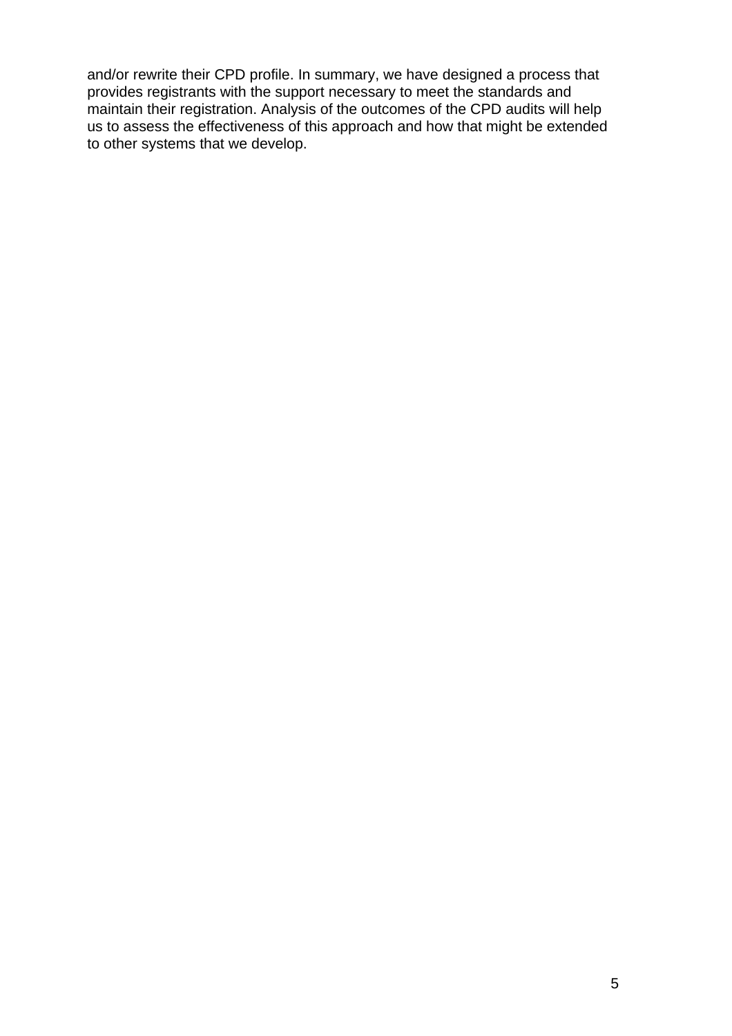and/or rewrite their CPD profile. In summary, we have designed a process that provides registrants with the support necessary to meet the standards and maintain their registration. Analysis of the outcomes of the CPD audits will help us to assess the effectiveness of this approach and how that might be extended to other systems that we develop.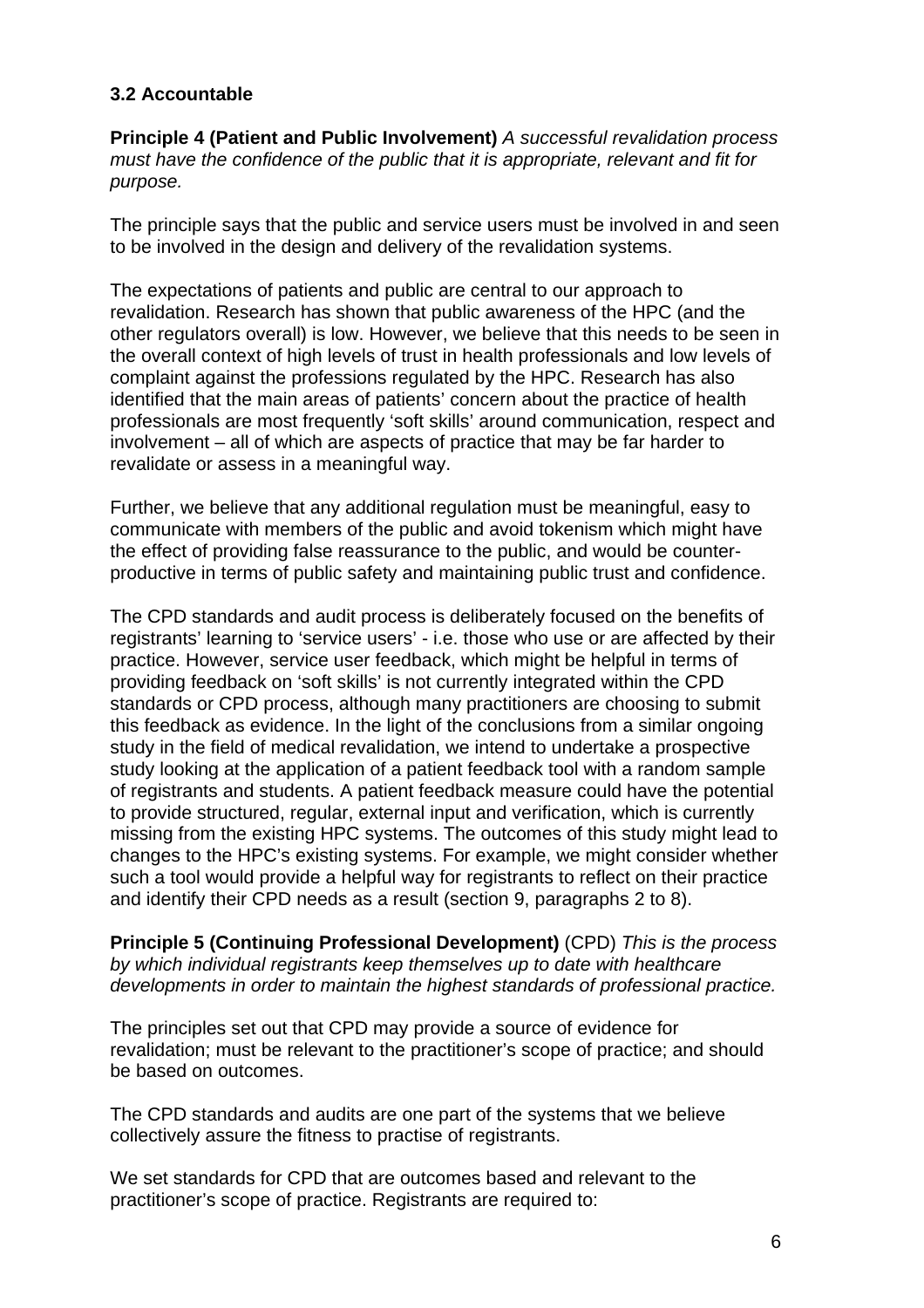### 3.2 Accountable

**Principle 4 (Patient and Public Involvement)** *A successful revalidation process must have the confidence of the public that it is appropriate, relevant and fit for purpose.*

The principle says that the public and service users must be involved in and seen to be involved in the design and delivery of the revalidation systems.

The expectations of patients and public are central to our approach to revalidation. Research has shown that public awareness of the HPC (and the other regulators overall) is low. However, we believe that this needs to be seen in the overall context of high levels of trust in health professionals and low levels of complaint against the professions regulated by the HPC. Research has also identified that the main areas of patients' concern about the practice of health professionals are most frequently 'soft skills' around communication, respect and involvement – all of which are aspects of practice that may be far harder to revalidate or assess in a meaningful way.

Further, we believe that any additional regulation must be meaningful, easy to communicate with members of the public and avoid tokenism which might have the effect of providing false reassurance to the public, and would be counter-productive in terms of public safety and maintaining public trust and confidence.

The CPD standards and audit process is deliberately focused on the benefits of registrants' learning to 'service users' - i.e. those who use or are affected by their practice. However, service user feedback, which might be helpful in terms of providing feedback on 'soft skills' is not currently integrated within the CPD standards or CPD process, although many practitioners are choosing to submit this feedback as evidence. In the light of the conclusions from a similar ongoing study in the field of medical revalidation, we intend to undertake a prospective study looking at the application of a patient feedback tool with a random sample of registrants and students. A patient feedback measure could have the potential to provide structured, regular, external input and verification, which is currently missing from the existing HPC systems. The outcomes of this study might lead to changes to the HPC's existing systems. For example, we might consider whether such a tool would provide a helpful way for registrants to reflect on their practice and identify their CPD needs as a result (section 9, paragraphs 2 to 8).

**Principle 5 (Continuing Professional Development)** (CPD) *This is the process by which individual registrants keep themselves up to date with healthcare developments in order to maintain the highest standards of professional practice.*

The principles set out that CPD may provide a source of evidence for revalidation; must be relevant to the practitioner's scope of practice; and should be based on outcomes.

The CPD standards and audits are one part of the systems that we believe collectively assure the fitness to practise of registrants.

We set standards for CPD that are outcomes based and relevant to the practitioner's scope of practice. Registrants are required to: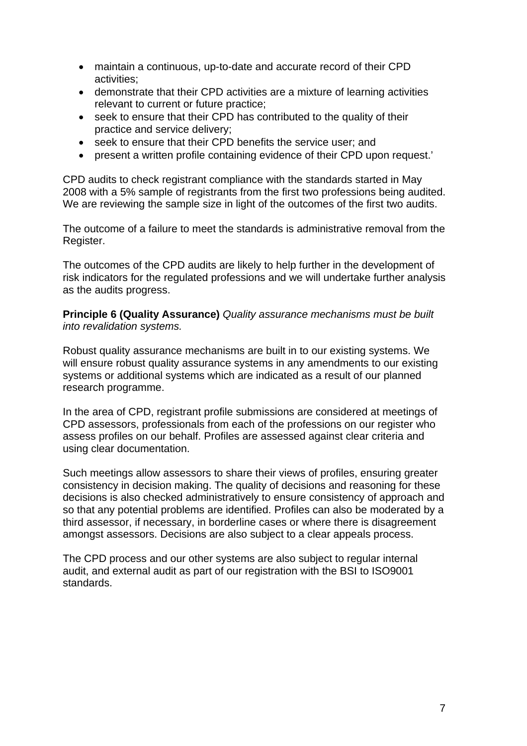- maintain a continuous, up-to-date and accurate record of their CPD activities;
- demonstrate that their CPD activities are a mixture of learning activities relevant to current or future practice;
- seek to ensure that their CPD has contributed to the quality of their practice and service delivery;
- seek to ensure that their CPD benefits the service user; and
- present a written profile containing evidence of their CPD upon request.'

CPD audits to check registrant compliance with the standards started in May 2008 with a 5% sample of registrants from the first two professions being audited. We are reviewing the sample size in light of the outcomes of the first two audits.

The outcome of a failure to meet the standards is administrative removal from the Register.

The outcomes of the CPD audits are likely to help further in the development of risk indicators for the regulated professions and we will undertake further analysis as the audits progress.

**Principle 6 (Quality Assurance)** *Quality assurance mechanisms must be built into revalidation systems.*

Robust quality assurance mechanisms are built in to our existing systems. We will ensure robust quality assurance systems in any amendments to our existing systems or additional systems which are indicated as a result of our planned research programme.

In the area of CPD, registrant profile submissions are considered at meetings of CPD assessors, professionals from each of the professions on our register who assess profiles on our behalf. Profiles are assessed against clear criteria and using clear documentation.

Such meetings allow assessors to share their views of profiles, ensuring greater consistency in decision making. The quality of decisions and reasoning for these decisions is also checked administratively to ensure consistency of approach and so that any potential problems are identified. Profiles can also be moderated by a third assessor, if necessary, in borderline cases or where there is disagreement amongst assessors. Decisions are also subject to a clear appeals process.

The CPD process and our other systems are also subject to regular internal audit, and external audit as part of our registration with the BSI to ISO9001 standards.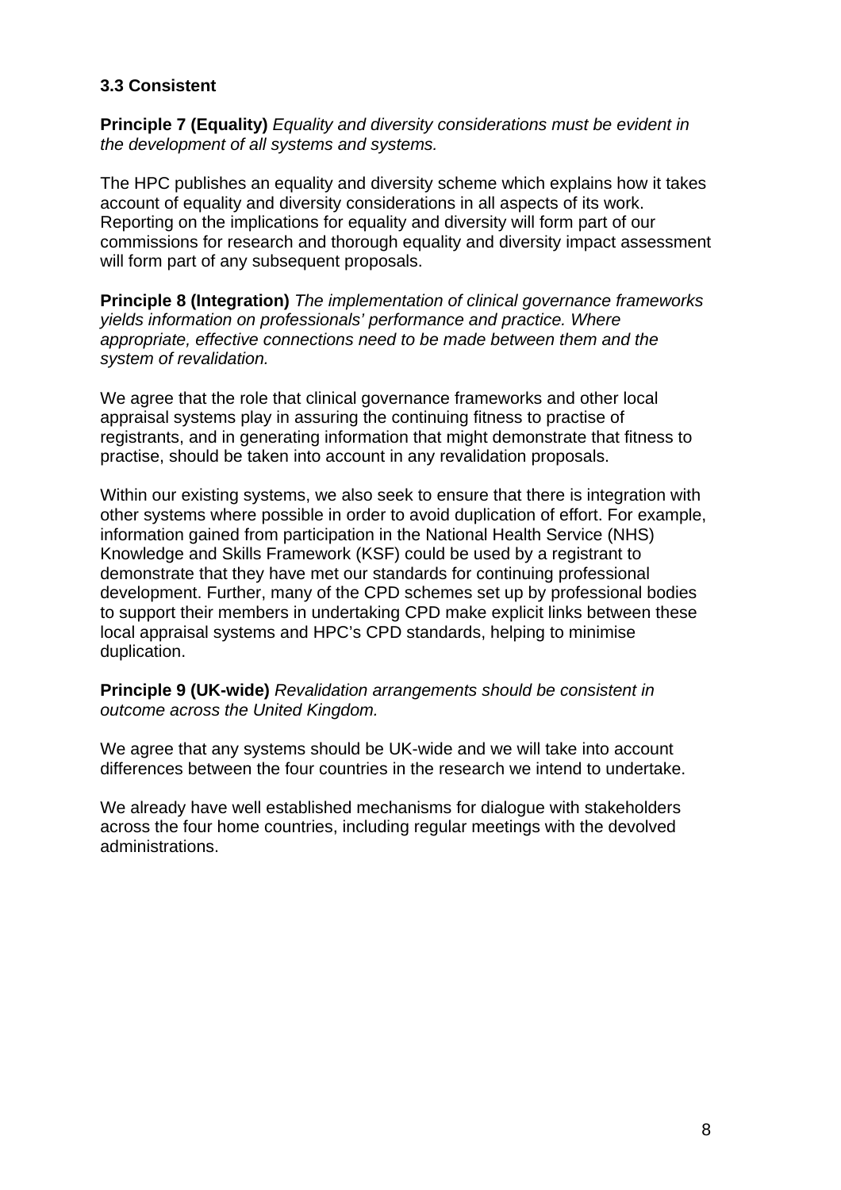### 3.3 Consistent

**Principle 7 (Equality)** *Equality and diversity considerations must be evident in the development of all systems and systems.*

The HPC publishes an equality and diversity scheme which explains how it takes account of equality and diversity considerations in all aspects of its work. Reporting on the implications for equality and diversity will form part of our commissions for research and thorough equality and diversity impact assessment will form part of any subsequent proposals.

**Principle 8 (Integration)** *The implementation of clinical governance frameworks yields information on professionals' performance and practice. Where appropriate, effective connections need to be made between them and the system of revalidation.*

We agree that the role that clinical governance frameworks and other local appraisal systems play in assuring the continuing fitness to practise of registrants, and in generating information that might demonstrate that fitness to practise, should be taken into account in any revalidation proposals.

Within our existing systems, we also seek to ensure that there is integration with other systems where possible in order to avoid duplication of effort. For example, information gained from participation in the National Health Service (NHS) Knowledge and Skills Framework (KSF) could be used by a registrant to demonstrate that they have met our standards for continuing professional development. Further, many of the CPD schemes set up by professional bodies to support their members in undertaking CPD make explicit links between these local appraisal systems and HPC's CPD standards, helping to minimise duplication.

**Principle 9 (UK-wide)** *Revalidation arrangements should be consistent in outcome across the United Kingdom.*

We agree that any systems should be UK-wide and we will take into account differences between the four countries in the research we intend to undertake.

We already have well established mechanisms for dialogue with stakeholders across the four home countries, including regular meetings with the devolved administrations.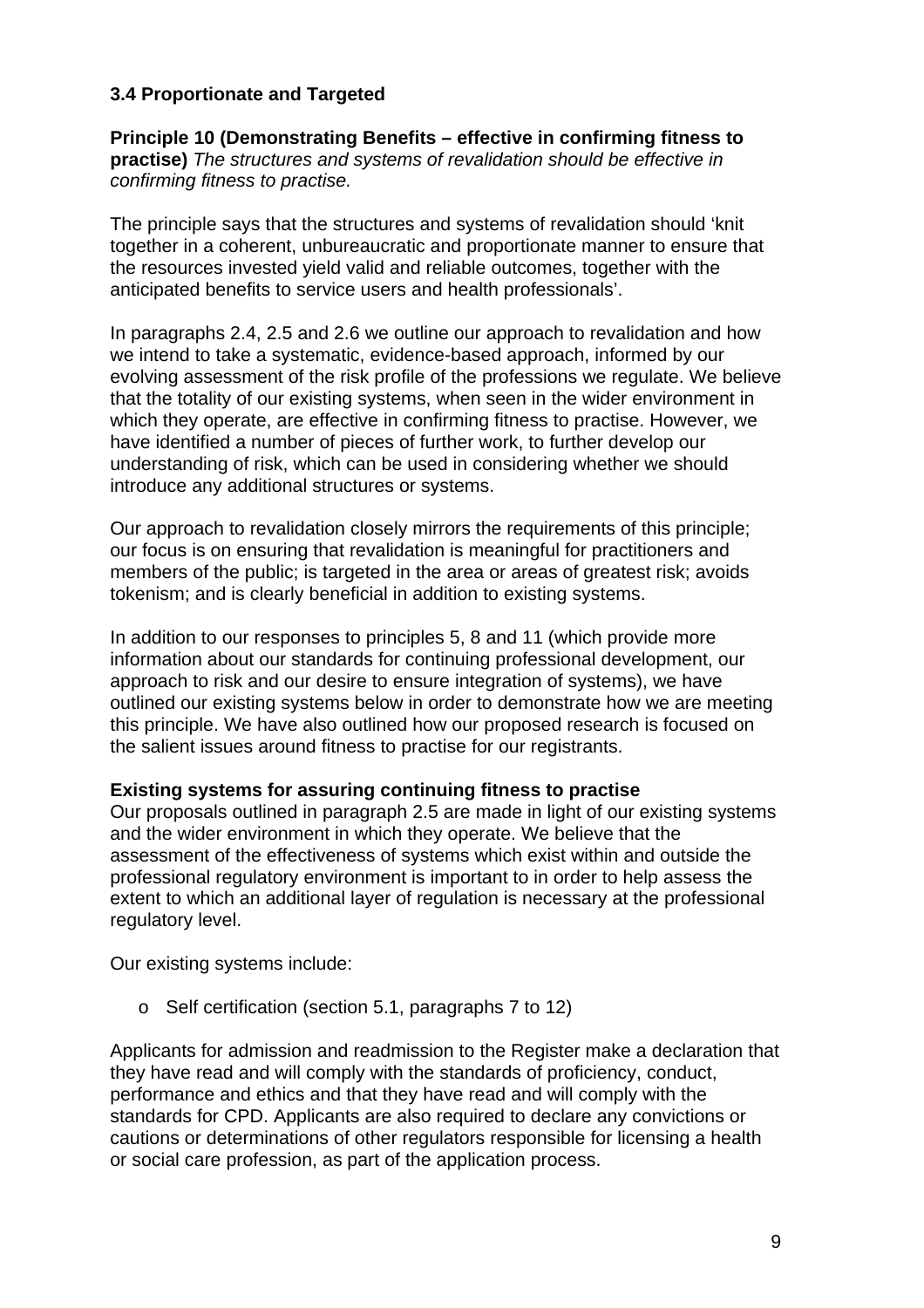### 3.4 Proportionate and Targeted

**Principle 10 (Demonstrating Benefits – effective in confirming fitness to practise)** *The structures and systems of revalidation should be effective in confirming fitness to practise.*

The principle says that the structures and systems of revalidation should 'knit together in a coherent, unbureaucratic and proportionate manner to ensure that the resources invested yield valid and reliable outcomes, together with the anticipated benefits to service users and health professionals'.

In paragraphs 2.4, 2.5 and 2.6 we outline our approach to revalidation and how we intend to take a systematic, evidence-based approach, informed by our evolving assessment of the risk profile of the professions we regulate. We believe that the totality of our existing systems, when seen in the wider environment in which they operate, are effective in confirming fitness to practise. However, we have identified a number of pieces of further work, to further develop our understanding of risk, which can be used in considering whether we should introduce any additional structures or systems.

Our approach to revalidation closely mirrors the requirements of this principle; our focus is on ensuring that revalidation is meaningful for practitioners and members of the public; is targeted in the area or areas of greatest risk; avoids tokenism; and is clearly beneficial in addition to existing systems.

In addition to our responses to principles 5, 8 and 11 (which provide more information about our standards for continuing professional development, our approach to risk and our desire to ensure integration of systems), we have outlined our existing systems below in order to demonstrate how we are meeting this principle. We have also outlined how our proposed research is focused on the salient issues around fitness to practise for our registrants.

**Existing systems for assuring continuing fitness to practise**

Our proposals outlined in paragraph 2.5 are made in light of our existing systems and the wider environment in which they operate. We believe that the assessment of the effectiveness of systems which exist within and outside the professional regulatory environment is important to in order to help assess the extent to which an additional layer of regulation is necessary at the professional regulatory level.

Our existing systems include:

- Self certification (section 5.1, paragraphs 7 to 12)

Applicants for admission and readmission to the Register make a declaration that they have read and will comply with the standards of proficiency, conduct, performance and ethics and that they have read and will comply with the standards for CPD. Applicants are also required to declare any convictions or cautions or determinations of other regulators responsible for licensing a health or social care profession, as part of the application process.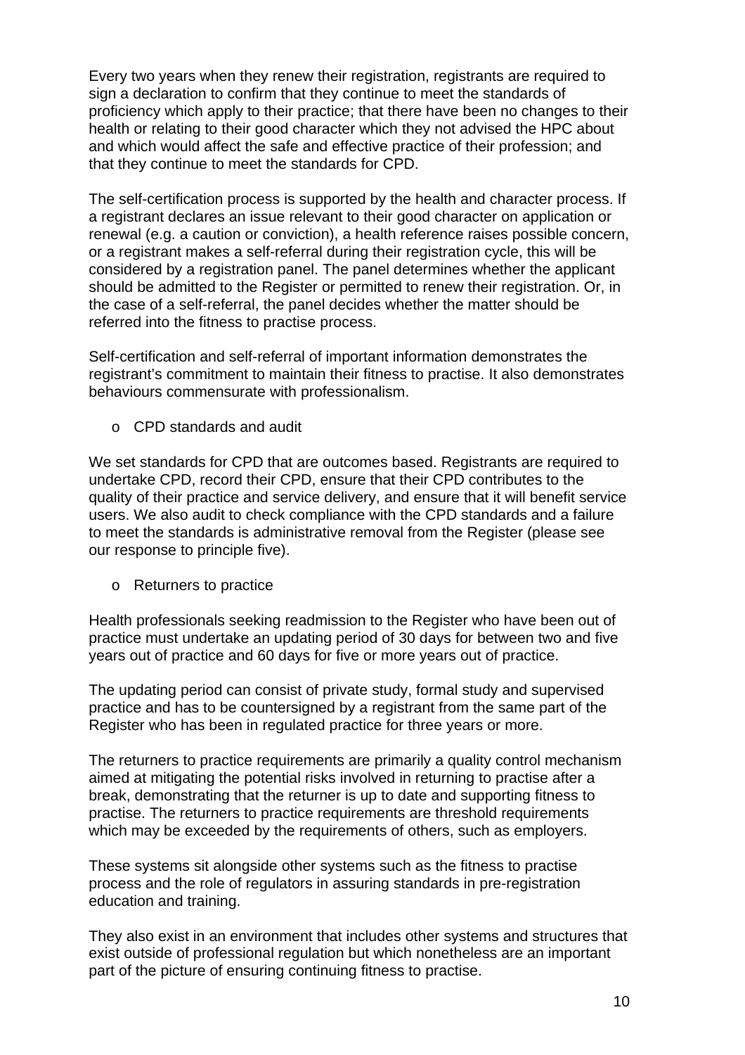Every two years when they renew their registration, registrants are required to sign a declaration to confirm that they continue to meet the standards of proficiency which apply to their practice; that there have been no changes to their health or relating to their good character which they not advised the HPC about and which would affect the safe and effective practice of their profession; and that they continue to meet the standards for CPD.

The self-certification process is supported by the health and character process. If a registrant declares an issue relevant to their good character on application or renewal (e.g. a caution or conviction), a health reference raises possible concern, or a registrant makes a self-referral during their registration cycle, this will be considered by a registration panel. The panel determines whether the applicant should be admitted to the Register or permitted to renew their registration. Or, in the case of a self-referral, the panel decides whether the matter should be referred into the fitness to practise process.

Self-certification and self-referral of important information demonstrates the registrant's commitment to maintain their fitness to practise. It also demonstrates behaviours commensurate with professionalism.

- CPD standards and audit

We set standards for CPD that are outcomes based. Registrants are required to undertake CPD, record their CPD, ensure that their CPD contributes to the quality of their practice and service delivery, and ensure that it will benefit service users. We also audit to check compliance with the CPD standards and a failure to meet the standards is administrative removal from the Register (please see our response to principle five).

- Returners to practice

Health professionals seeking readmission to the Register who have been out of practice must undertake an updating period of 30 days for between two and five years out of practice and 60 days for five or more years out of practice.

The updating period can consist of private study, formal study and supervised practice and has to be countersigned by a registrant from the same part of the Register who has been in regulated practice for three years or more.

The returners to practice requirements are primarily a quality control mechanism aimed at mitigating the potential risks involved in returning to practise after a break, demonstrating that the returner is up to date and supporting fitness to practise. The returners to practice requirements are threshold requirements which may be exceeded by the requirements of others, such as employers.

These systems sit alongside other systems such as the fitness to practise process and the role of regulators in assuring standards in pre-registration education and training.

They also exist in an environment that includes other systems and structures that exist outside of professional regulation but which nonetheless are an important part of the picture of ensuring continuing fitness to practise.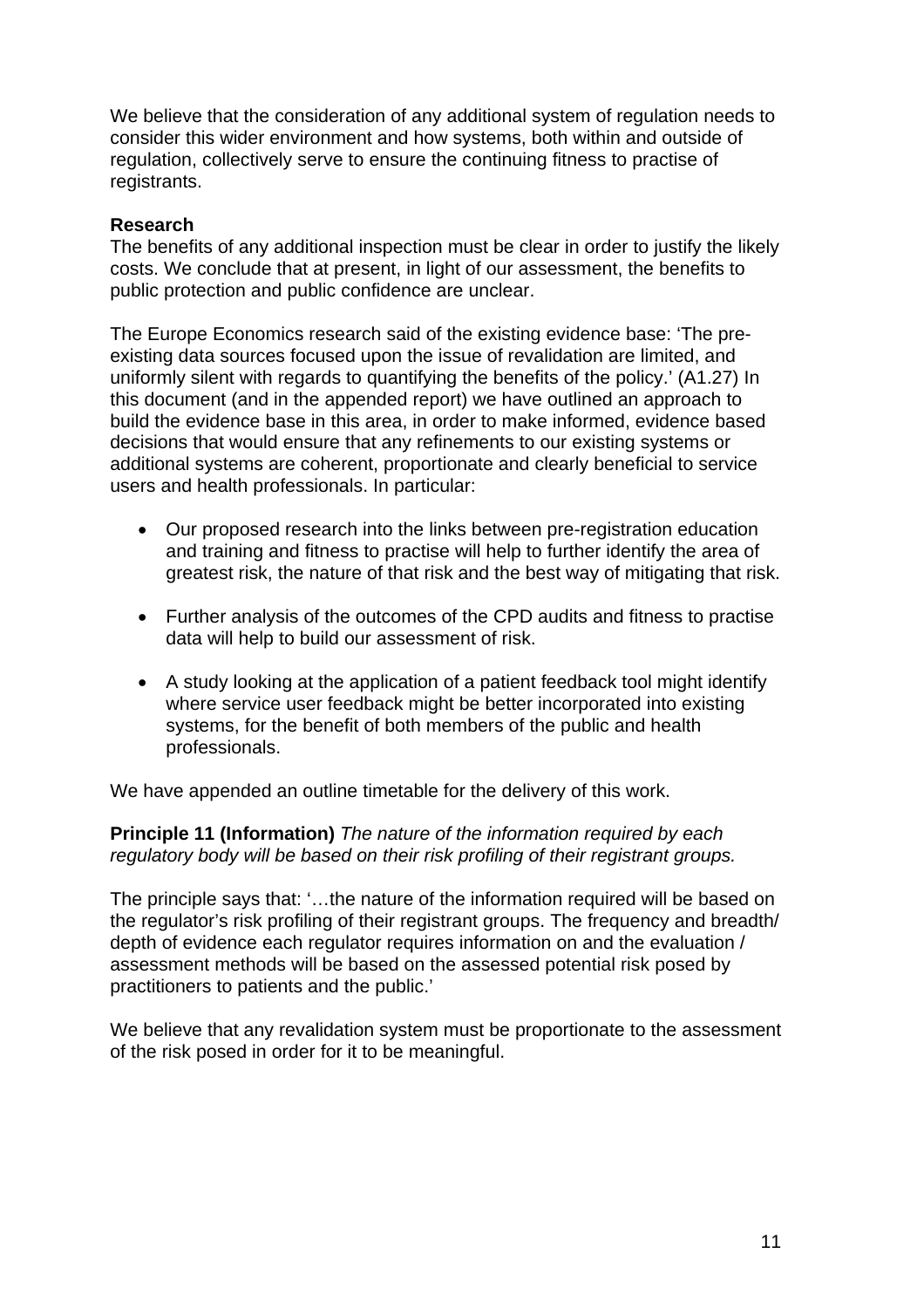We believe that the consideration of any additional system of regulation needs to consider this wider environment and how systems, both within and outside of regulation, collectively serve to ensure the continuing fitness to practise of registrants.

**Research**

The benefits of any additional inspection must be clear in order to justify the likely costs. We conclude that at present, in light of our assessment, the benefits to public protection and public confidence are unclear.

The Europe Economics research said of the existing evidence base: 'The pre-existing data sources focused upon the issue of revalidation are limited, and uniformly silent with regards to quantifying the benefits of the policy.' (A1.27) In this document (and in the appended report) we have outlined an approach to build the evidence base in this area, in order to make informed, evidence based decisions that would ensure that any refinements to our existing systems or additional systems are coherent, proportionate and clearly beneficial to service users and health professionals. In particular:

- Our proposed research into the links between pre-registration education and training and fitness to practise will help to further identify the area of greatest risk, the nature of that risk and the best way of mitigating that risk.
- Further analysis of the outcomes of the CPD audits and fitness to practise data will help to build our assessment of risk.
- A study looking at the application of a patient feedback tool might identify where service user feedback might be better incorporated into existing systems, for the benefit of both members of the public and health professionals.

We have appended an outline timetable for the delivery of this work.

**Principle 11 (Information)** *The nature of the information required by each regulatory body will be based on their risk profiling of their registrant groups.*

The principle says that: '…the nature of the information required will be based on the regulator's risk profiling of their registrant groups. The frequency and breadth/ depth of evidence each regulator requires information on and the evaluation / assessment methods will be based on the assessed potential risk posed by practitioners to patients and the public.'

We believe that any revalidation system must be proportionate to the assessment of the risk posed in order for it to be meaningful.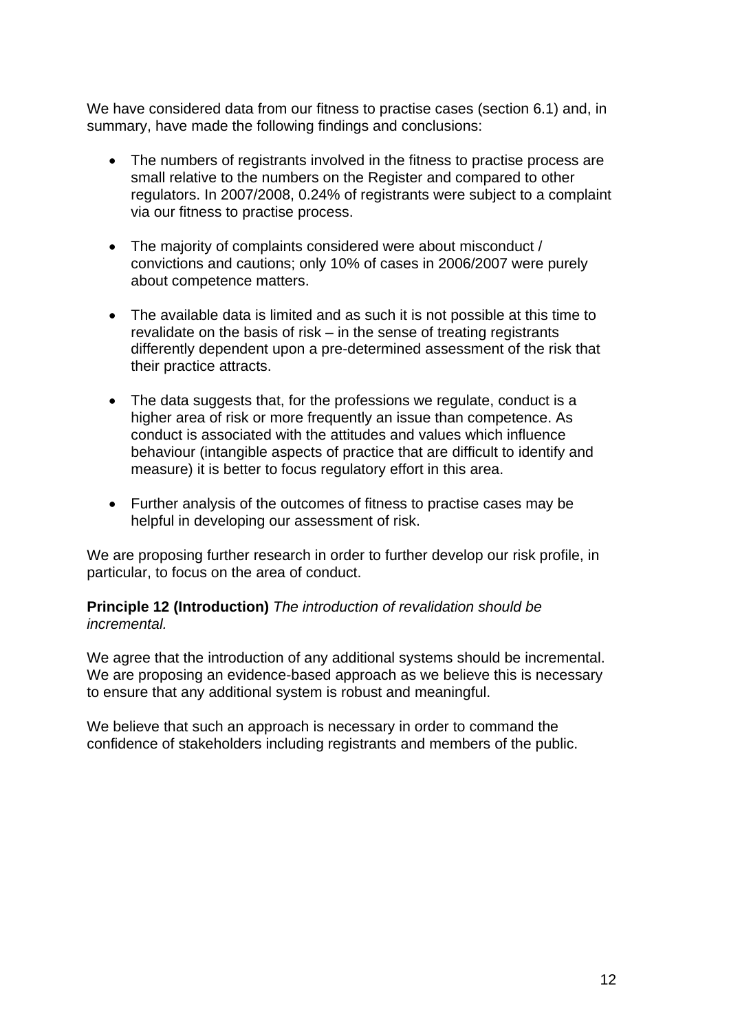We have considered data from our fitness to practise cases (section 6.1) and, in summary, have made the following findings and conclusions:

- The numbers of registrants involved in the fitness to practise process are small relative to the numbers on the Register and compared to other regulators. In 2007/2008, 0.24% of registrants were subject to a complaint via our fitness to practise process.

- The majority of complaints considered were about misconduct / convictions and cautions; only 10% of cases in 2006/2007 were purely about competence matters.

- The available data is limited and as such it is not possible at this time to revalidate on the basis of risk – in the sense of treating registrants differently dependent upon a pre-determined assessment of the risk that their practice attracts.

- The data suggests that, for the professions we regulate, conduct is a higher area of risk or more frequently an issue than competence. As conduct is associated with the attitudes and values which influence behaviour (intangible aspects of practice that are difficult to identify and measure) it is better to focus regulatory effort in this area.

- Further analysis of the outcomes of fitness to practise cases may be helpful in developing our assessment of risk.

We are proposing further research in order to further develop our risk profile, in particular, to focus on the area of conduct.

**Principle 12 (Introduction)** *The introduction of revalidation should be incremental.*

We agree that the introduction of any additional systems should be incremental. We are proposing an evidence-based approach as we believe this is necessary to ensure that any additional system is robust and meaningful.

We believe that such an approach is necessary in order to command the confidence of stakeholders including registrants and members of the public.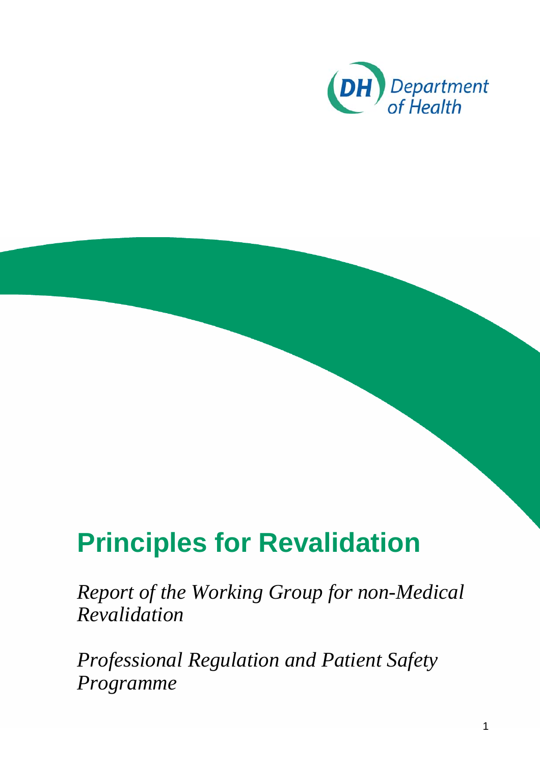# Principles for Revalidation

*Report of the Working Group for non-Medical Revalidation*

*Professional Regulation and Patient Safety Programme*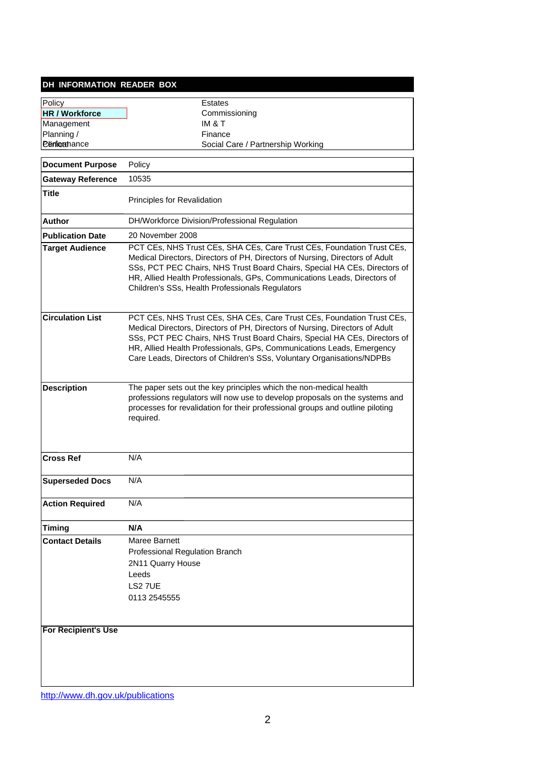# DH INFORMATION READER BOX

| | |
|---|---|
| Policy | Estates |
| **HR / Workforce** | Commissioning |
| Management | IM & T |
| Planning / | Finance |
| Clinical / Performance | Social Care / Partnership Working |

| | |
|---|---|
| **Document Purpose** | Policy |
| **Gateway Reference** | 10535 |
| **Title** | Principles for Revalidation |
| **Author** | DH/Workforce Division/Professional Regulation |
| **Publication Date** | 20 November 2008 |
| **Target Audience** | PCT CEs, NHS Trust CEs, SHA CEs, Care Trust CEs, Foundation Trust CEs, Medical Directors, Directors of PH, Directors of Nursing, Directors of Adult SSs, PCT PEC Chairs, NHS Trust Board Chairs, Special HA CEs, Directors of HR, Allied Health Professionals, GPs, Communications Leads, Directors of Children's SSs, Health Professionals Regulators |
| **Circulation List** | PCT CEs, NHS Trust CEs, SHA CEs, Care Trust CEs, Foundation Trust CEs, Medical Directors, Directors of PH, Directors of Nursing, Directors of Adult SSs, PCT PEC Chairs, NHS Trust Board Chairs, Special HA CEs, Directors of HR, Allied Health Professionals, GPs, Communications Leads, Emergency Care Leads, Directors of Children's SSs, Voluntary Organisations/NDPBs |
| **Description** | The paper sets out the key principles which the non-medical health professions regulators will now use to develop proposals on the systems and processes for revalidation for their professional groups and outline piloting required. |
| **Cross Ref** | N/A |
| **Superseded Docs** | N/A |
| **Action Required** | N/A |
| **Timing** | **N/A** |
| **Contact Details** | Maree Barnett<br>Professional Regulation Branch<br>2N11 Quarry House<br>Leeds<br>LS2 7UE<br>0113 2545555 |
| **For Recipient's Use** | |

http://www.dh.gov.uk/publications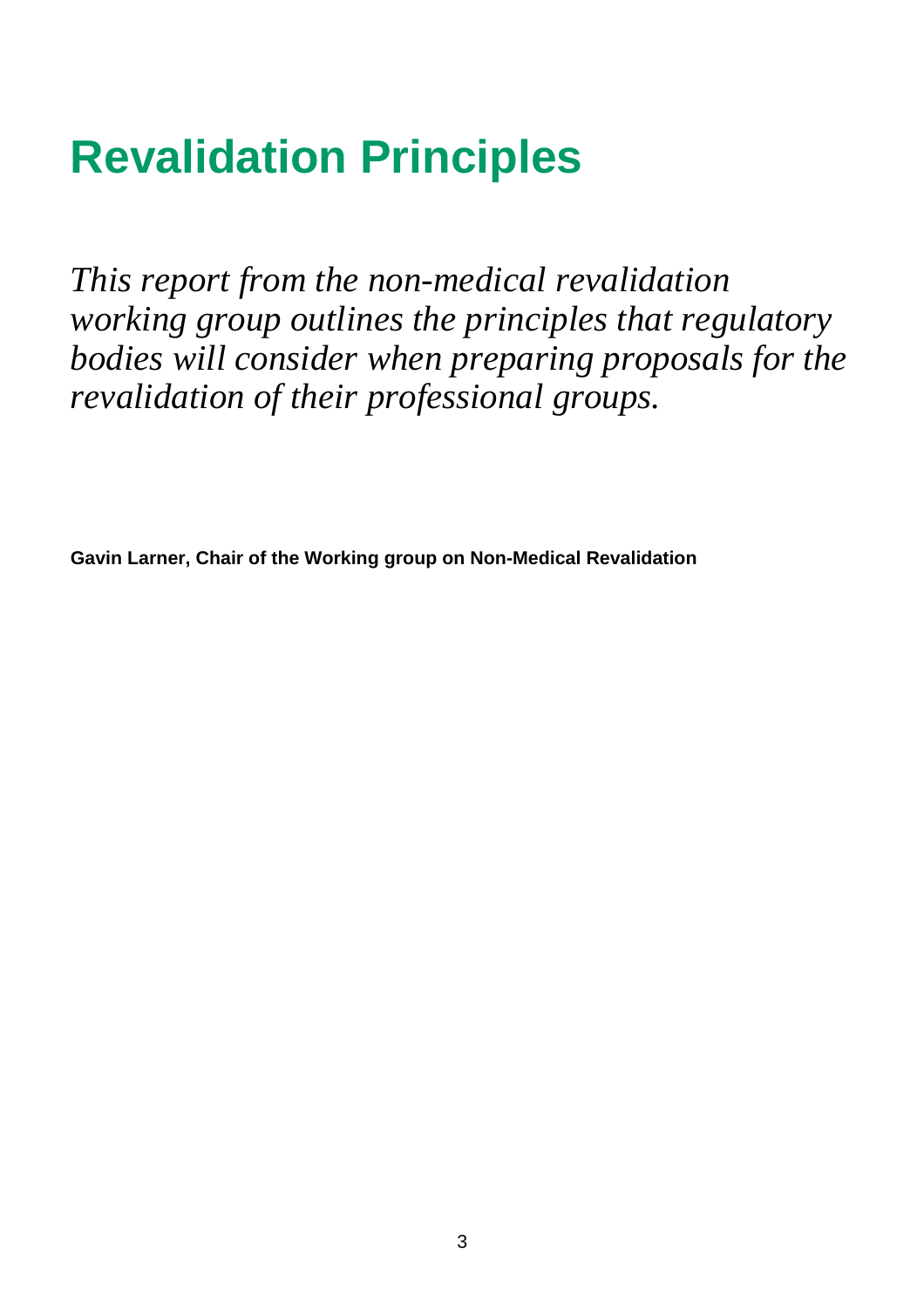# Revalidation Principles

*This report from the non-medical revalidation working group outlines the principles that regulatory bodies will consider when preparing proposals for the revalidation of their professional groups.*

**Gavin Larner, Chair of the Working group on Non-Medical Revalidation**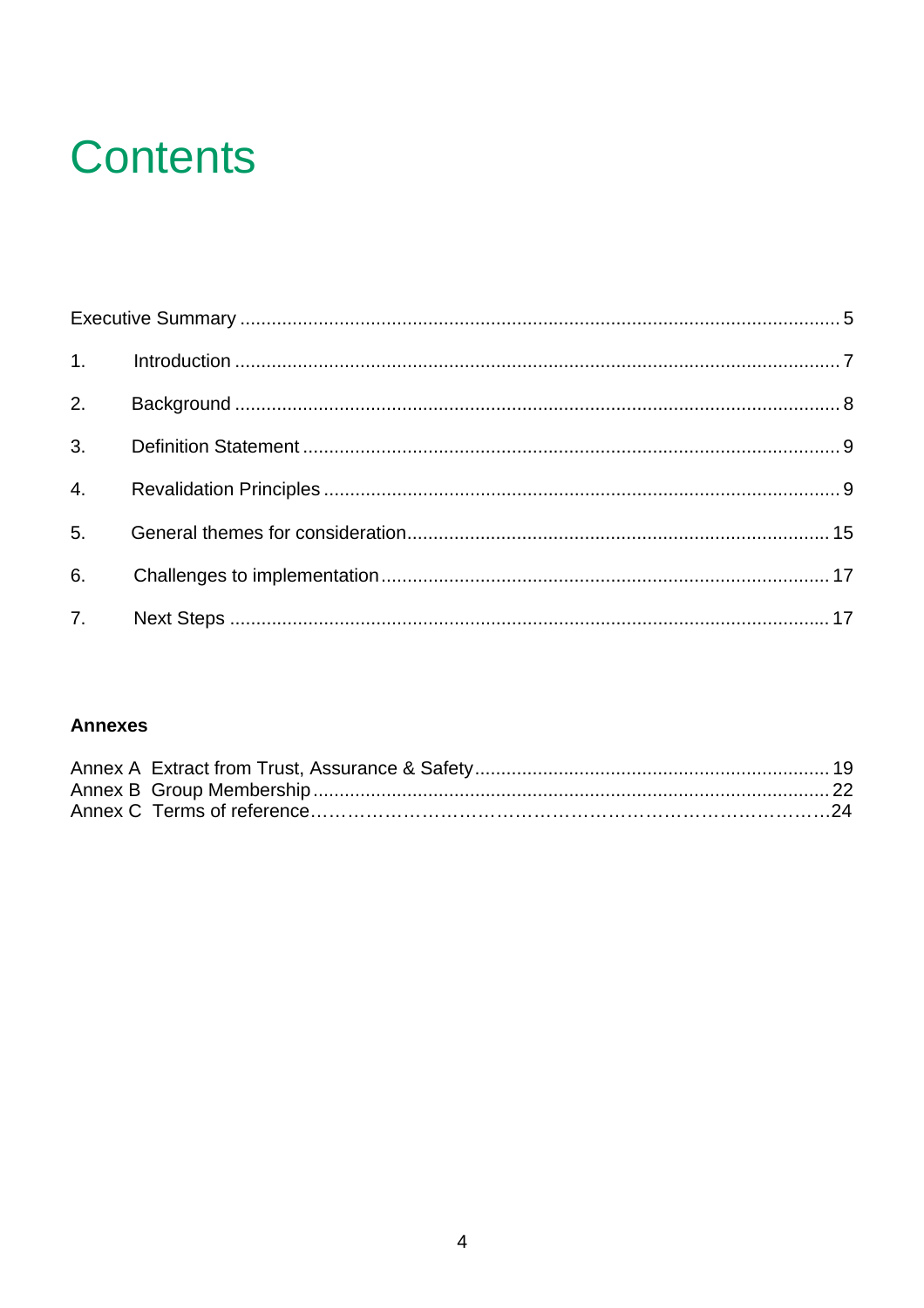# Contents

Executive Summary ..... 5

1. Introduction ..... 7
2. Background ..... 8
3. Definition Statement ..... 9
4. Revalidation Principles ..... 9
5. General themes for consideration ..... 15
6. Challenges to implementation ..... 17
7. Next Steps ..... 17

**Annexes**

Annex A Extract from Trust, Assurance & Safety ..... 19
Annex B Group Membership ..... 22
Annex C Terms of reference ..... 24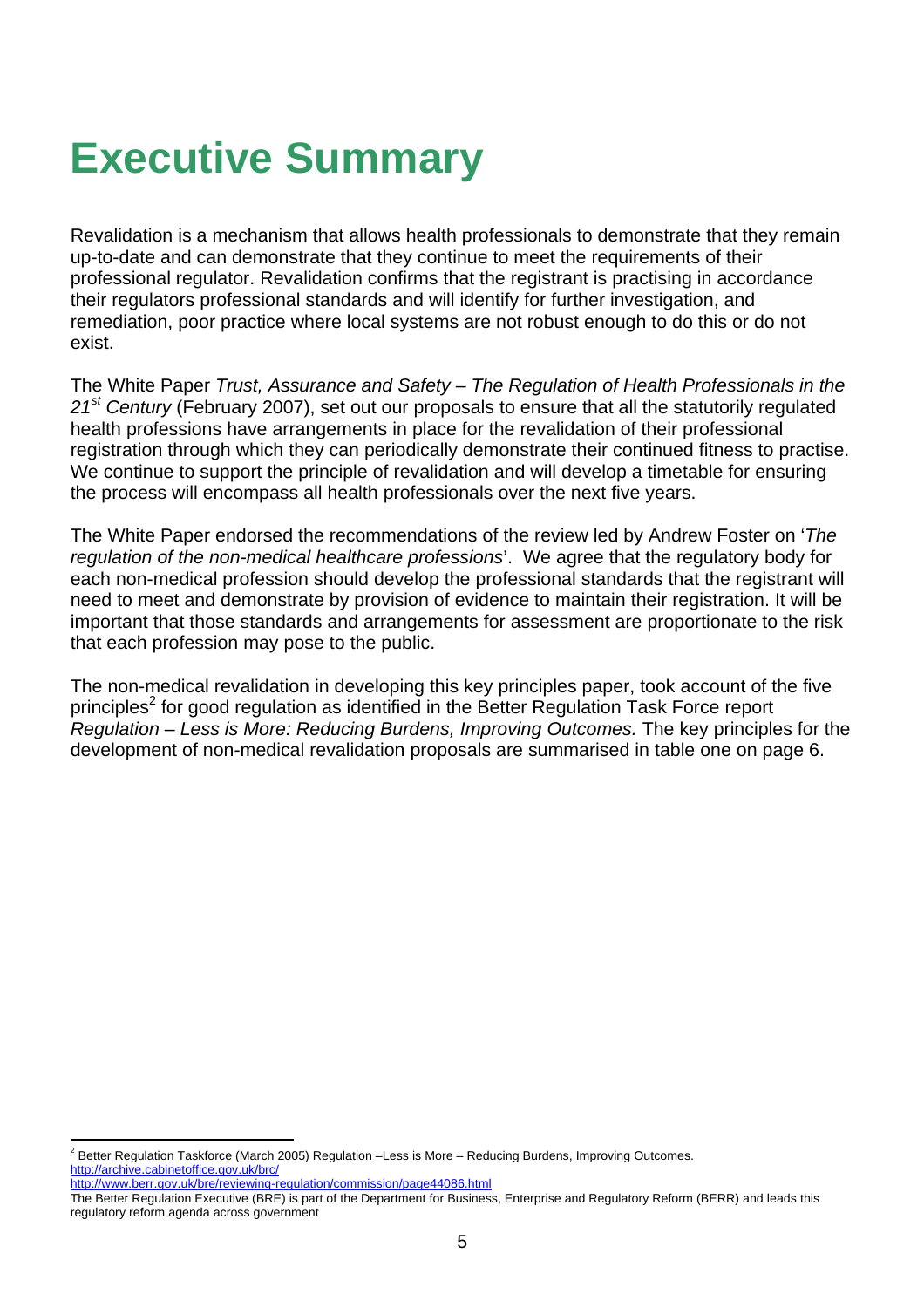# Executive Summary

Revalidation is a mechanism that allows health professionals to demonstrate that they remain up-to-date and can demonstrate that they continue to meet the requirements of their professional regulator. Revalidation confirms that the registrant is practising in accordance their regulators professional standards and will identify for further investigation, and remediation, poor practice where local systems are not robust enough to do this or do not exist.

The White Paper *Trust, Assurance and Safety – The Regulation of Health Professionals in the 21st Century* (February 2007), set out our proposals to ensure that all the statutorily regulated health professions have arrangements in place for the revalidation of their professional registration through which they can periodically demonstrate their continued fitness to practise. We continue to support the principle of revalidation and will develop a timetable for ensuring the process will encompass all health professionals over the next five years.

The White Paper endorsed the recommendations of the review led by Andrew Foster on '*The regulation of the non-medical healthcare professions*'. We agree that the regulatory body for each non-medical profession should develop the professional standards that the registrant will need to meet and demonstrate by provision of evidence to maintain their registration. It will be important that those standards and arrangements for assessment are proportionate to the risk that each profession may pose to the public.

The non-medical revalidation in developing this key principles paper, took account of the five principles[2] for good regulation as identified in the Better Regulation Task Force report *Regulation – Less is More: Reducing Burdens, Improving Outcomes.* The key principles for the development of non-medical revalidation proposals are summarised in table one on page 6.

---

[2] Better Regulation Taskforce (March 2005) Regulation –Less is More – Reducing Burdens, Improving Outcomes.
http://archive.cabinetoffice.gov.uk/brc/
http://www.berr.gov.uk/bre/reviewing-regulation/commission/page44086.html
The Better Regulation Executive (BRE) is part of the Department for Business, Enterprise and Regulatory Reform (BERR) and leads this regulatory reform agenda across government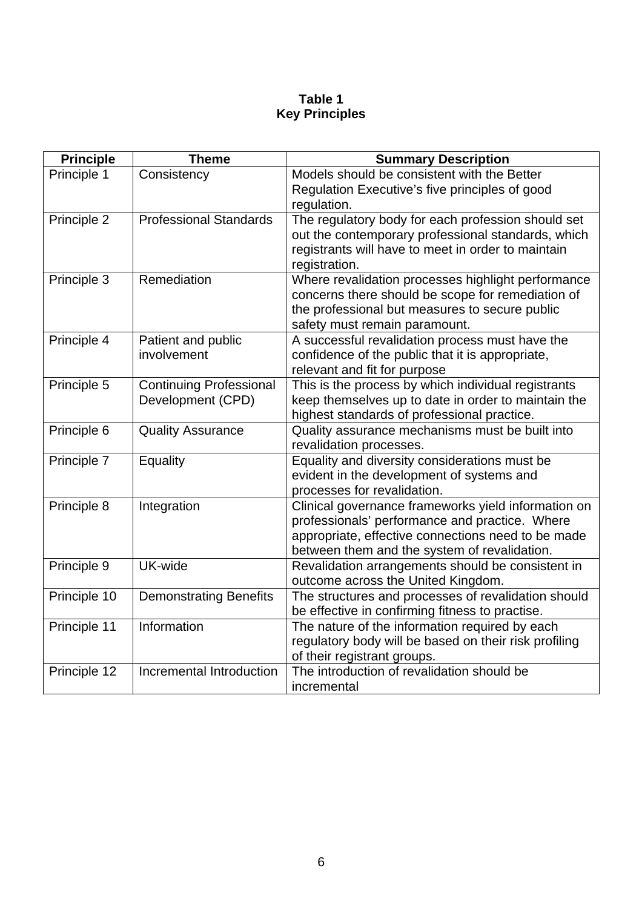**Table 1**
**Key Principles**

| Principle | Theme | Summary Description |
|---|---|---|
| Principle 1 | Consistency | Models should be consistent with the Better Regulation Executive's five principles of good regulation. |
| Principle 2 | Professional Standards | The regulatory body for each profession should set out the contemporary professional standards, which registrants will have to meet in order to maintain registration. |
| Principle 3 | Remediation | Where revalidation processes highlight performance concerns there should be scope for remediation of the professional but measures to secure public safety must remain paramount. |
| Principle 4 | Patient and public involvement | A successful revalidation process must have the confidence of the public that it is appropriate, relevant and fit for purpose |
| Principle 5 | Continuing Professional Development (CPD) | This is the process by which individual registrants keep themselves up to date in order to maintain the highest standards of professional practice. |
| Principle 6 | Quality Assurance | Quality assurance mechanisms must be built into revalidation processes. |
| Principle 7 | Equality | Equality and diversity considerations must be evident in the development of systems and processes for revalidation. |
| Principle 8 | Integration | Clinical governance frameworks yield information on professionals' performance and practice. Where appropriate, effective connections need to be made between them and the system of revalidation. |
| Principle 9 | UK-wide | Revalidation arrangements should be consistent in outcome across the United Kingdom. |
| Principle 10 | Demonstrating Benefits | The structures and processes of revalidation should be effective in confirming fitness to practise. |
| Principle 11 | Information | The nature of the information required by each regulatory body will be based on their risk profiling of their registrant groups. |
| Principle 12 | Incremental Introduction | The introduction of revalidation should be incremental |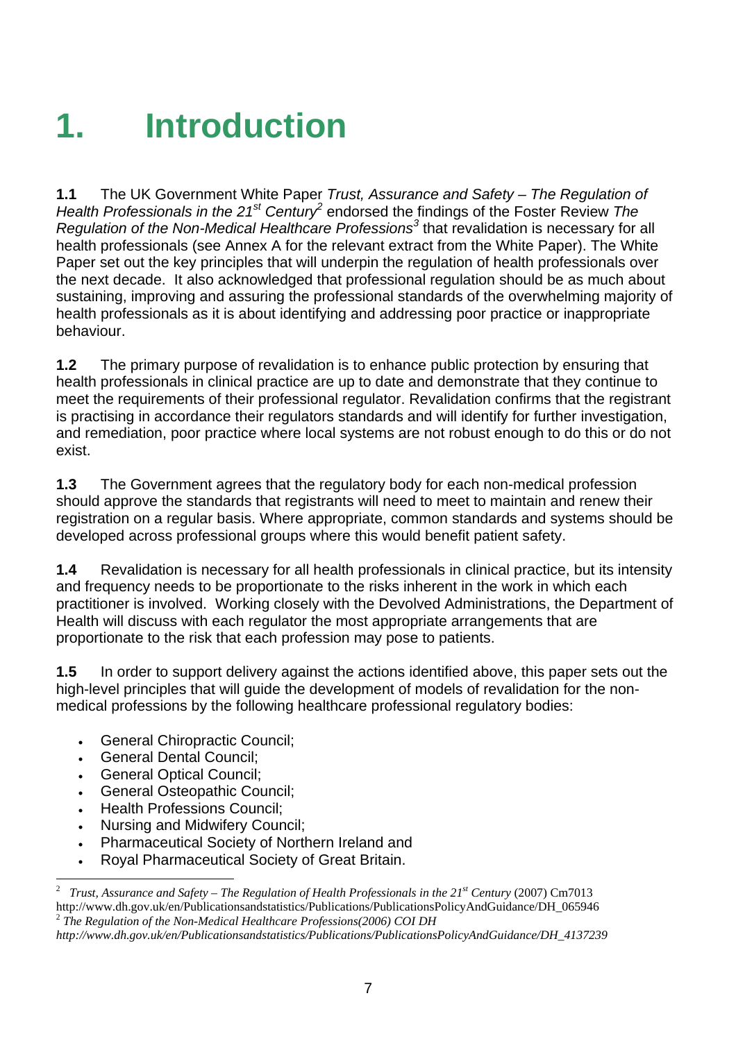# 1. Introduction

**1.1** The UK Government White Paper *Trust, Assurance and Safety – The Regulation of Health Professionals in the 21st Century*[2] endorsed the findings of the Foster Review *The Regulation of the Non-Medical Healthcare Professions*[3] that revalidation is necessary for all health professionals (see Annex A for the relevant extract from the White Paper). The White Paper set out the key principles that will underpin the regulation of health professionals over the next decade. It also acknowledged that professional regulation should be as much about sustaining, improving and assuring the professional standards of the overwhelming majority of health professionals as it is about identifying and addressing poor practice or inappropriate behaviour.

**1.2** The primary purpose of revalidation is to enhance public protection by ensuring that health professionals in clinical practice are up to date and demonstrate that they continue to meet the requirements of their professional regulator. Revalidation confirms that the registrant is practising in accordance their regulators standards and will identify for further investigation, and remediation, poor practice where local systems are not robust enough to do this or do not exist.

**1.3** The Government agrees that the regulatory body for each non-medical profession should approve the standards that registrants will need to meet to maintain and renew their registration on a regular basis. Where appropriate, common standards and systems should be developed across professional groups where this would benefit patient safety.

**1.4** Revalidation is necessary for all health professionals in clinical practice, but its intensity and frequency needs to be proportionate to the risks inherent in the work in which each practitioner is involved. Working closely with the Devolved Administrations, the Department of Health will discuss with each regulator the most appropriate arrangements that are proportionate to the risk that each profession may pose to patients.

**1.5** In order to support delivery against the actions identified above, this paper sets out the high-level principles that will guide the development of models of revalidation for the non-medical professions by the following healthcare professional regulatory bodies:

- General Chiropractic Council;
- General Dental Council;
- General Optical Council;
- General Osteopathic Council;
- Health Professions Council;
- Nursing and Midwifery Council;
- Pharmaceutical Society of Northern Ireland and
- Royal Pharmaceutical Society of Great Britain.

---

[2] *Trust, Assurance and Safety – The Regulation of Health Professionals in the 21st Century* (2007) Cm7013 http://www.dh.gov.uk/en/Publicationsandstatistics/Publications/PublicationsPolicyAndGuidance/DH_065946

[2] *The Regulation of the Non-Medical Healthcare Professions(2006) COI DH http://www.dh.gov.uk/en/Publicationsandstatistics/Publications/PublicationsPolicyAndGuidance/DH_4137239*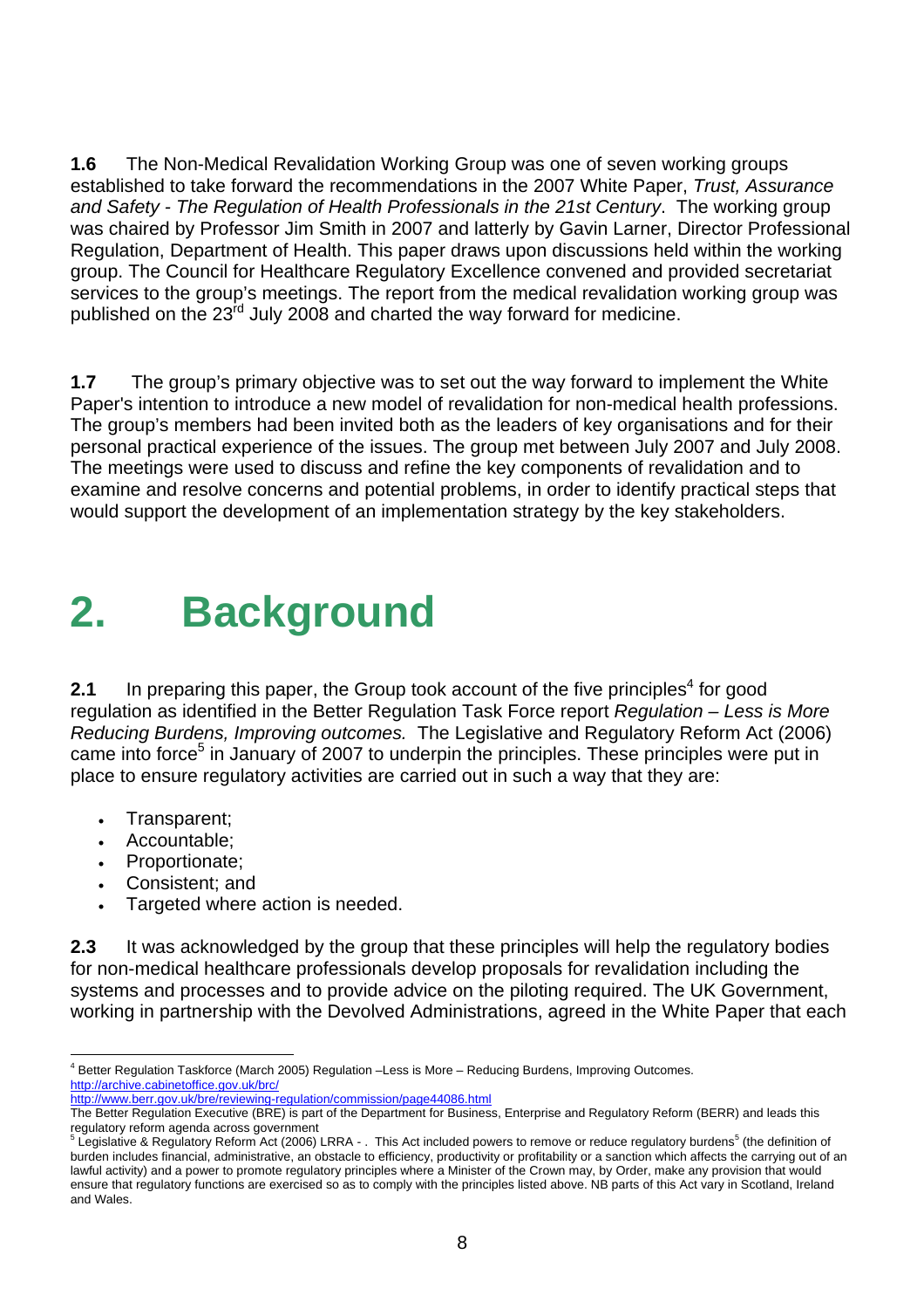**1.6** The Non-Medical Revalidation Working Group was one of seven working groups established to take forward the recommendations in the 2007 White Paper, *Trust, Assurance and Safety - The Regulation of Health Professionals in the 21st Century*. The working group was chaired by Professor Jim Smith in 2007 and latterly by Gavin Larner, Director Professional Regulation, Department of Health. This paper draws upon discussions held within the working group. The Council for Healthcare Regulatory Excellence convened and provided secretariat services to the group's meetings. The report from the medical revalidation working group was published on the 23rd July 2008 and charted the way forward for medicine.

**1.7** The group's primary objective was to set out the way forward to implement the White Paper's intention to introduce a new model of revalidation for non-medical health professions. The group's members had been invited both as the leaders of key organisations and for their personal practical experience of the issues. The group met between July 2007 and July 2008. The meetings were used to discuss and refine the key components of revalidation and to examine and resolve concerns and potential problems, in order to identify practical steps that would support the development of an implementation strategy by the key stakeholders.

# 2. Background

**2.1** In preparing this paper, the Group took account of the five principles[4] for good regulation as identified in the Better Regulation Task Force report *Regulation – Less is More Reducing Burdens, Improving outcomes.* The Legislative and Regulatory Reform Act (2006) came into force[5] in January of 2007 to underpin the principles. These principles were put in place to ensure regulatory activities are carried out in such a way that they are:

- Transparent;
- Accountable;
- Proportionate;
- Consistent; and
- Targeted where action is needed.

**2.3** It was acknowledged by the group that these principles will help the regulatory bodies for non-medical healthcare professionals develop proposals for revalidation including the systems and processes and to provide advice on the piloting required. The UK Government, working in partnership with the Devolved Administrations, agreed in the White Paper that each

---

[4] Better Regulation Taskforce (March 2005) Regulation –Less is More – Reducing Burdens, Improving Outcomes. http://archive.cabinetoffice.gov.uk/brc/
http://www.berr.gov.uk/bre/reviewing-regulation/commission/page44086.html
The Better Regulation Executive (BRE) is part of the Department for Business, Enterprise and Regulatory Reform (BERR) and leads this regulatory reform agenda across government

[5] Legislative & Regulatory Reform Act (2006) LRRA - . This Act included powers to remove or reduce regulatory burdens[5] (the definition of burden includes financial, administrative, an obstacle to efficiency, productivity or profitability or a sanction which affects the carrying out of an lawful activity) and a power to promote regulatory principles where a Minister of the Crown may, by Order, make any provision that would ensure that regulatory functions are exercised so as to comply with the principles listed above. NB parts of this Act vary in Scotland, Ireland and Wales.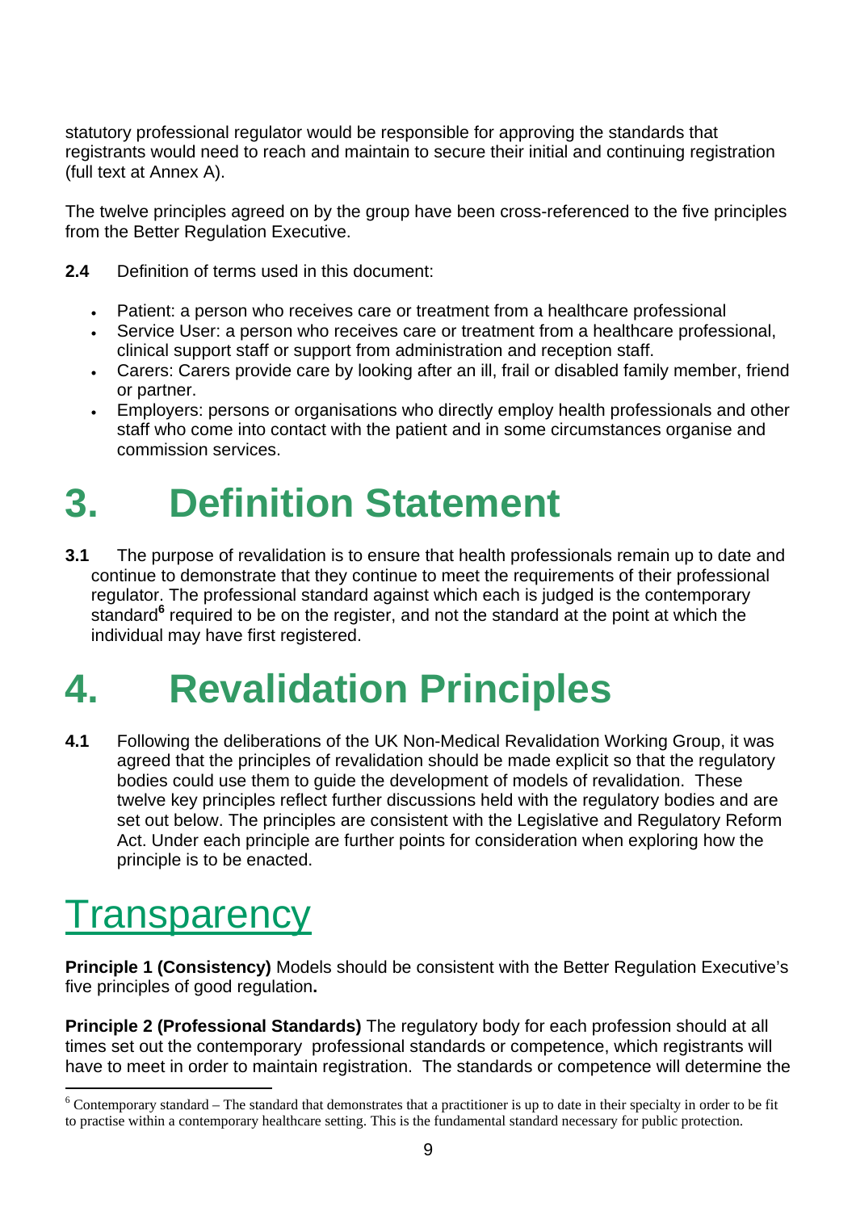statutory professional regulator would be responsible for approving the standards that registrants would need to reach and maintain to secure their initial and continuing registration (full text at Annex A).

The twelve principles agreed on by the group have been cross-referenced to the five principles from the Better Regulation Executive.

**2.4** Definition of terms used in this document:

- Patient: a person who receives care or treatment from a healthcare professional
- Service User: a person who receives care or treatment from a healthcare professional, clinical support staff or support from administration and reception staff.
- Carers: Carers provide care by looking after an ill, frail or disabled family member, friend or partner.
- Employers: persons or organisations who directly employ health professionals and other staff who come into contact with the patient and in some circumstances organise and commission services.

# 3. Definition Statement

**3.1** The purpose of revalidation is to ensure that health professionals remain up to date and continue to demonstrate that they continue to meet the requirements of their professional regulator. The professional standard against which each is judged is the contemporary standard[6] required to be on the register, and not the standard at the point at which the individual may have first registered.

# 4. Revalidation Principles

**4.1** Following the deliberations of the UK Non-Medical Revalidation Working Group, it was agreed that the principles of revalidation should be made explicit so that the regulatory bodies could use them to guide the development of models of revalidation. These twelve key principles reflect further discussions held with the regulatory bodies and are set out below. The principles are consistent with the Legislative and Regulatory Reform Act. Under each principle are further points for consideration when exploring how the principle is to be enacted.

## Transparency

**Principle 1 (Consistency)** Models should be consistent with the Better Regulation Executive's five principles of good regulation**.**

**Principle 2 (Professional Standards)** The regulatory body for each profession should at all times set out the contemporary professional standards or competence, which registrants will have to meet in order to maintain registration. The standards or competence will determine the

[6] Contemporary standard – The standard that demonstrates that a practitioner is up to date in their specialty in order to be fit to practise within a contemporary healthcare setting. This is the fundamental standard necessary for public protection.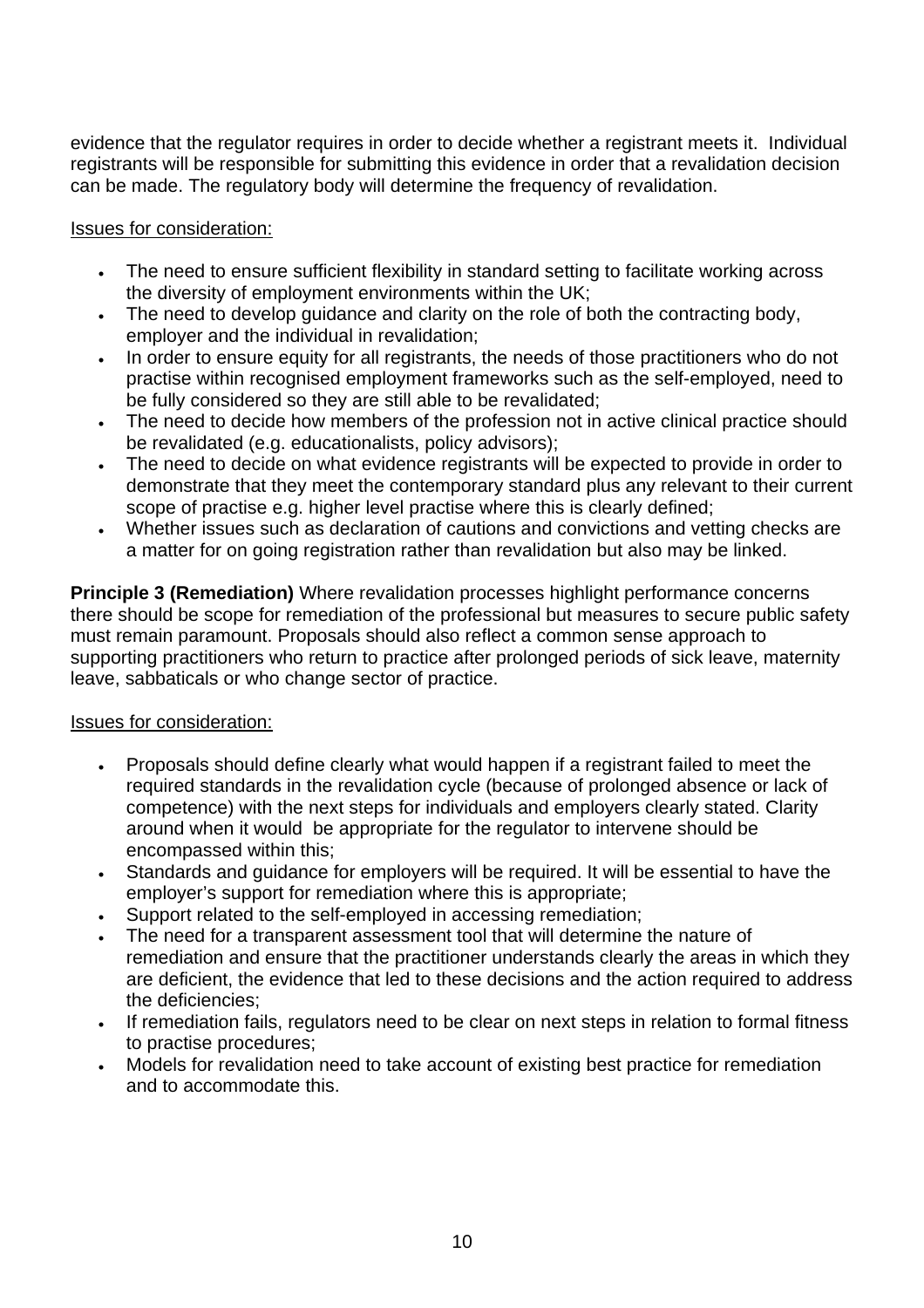evidence that the regulator requires in order to decide whether a registrant meets it. Individual registrants will be responsible for submitting this evidence in order that a revalidation decision can be made. The regulatory body will determine the frequency of revalidation.

Issues for consideration:

- The need to ensure sufficient flexibility in standard setting to facilitate working across the diversity of employment environments within the UK;
- The need to develop guidance and clarity on the role of both the contracting body, employer and the individual in revalidation;
- In order to ensure equity for all registrants, the needs of those practitioners who do not practise within recognised employment frameworks such as the self-employed, need to be fully considered so they are still able to be revalidated;
- The need to decide how members of the profession not in active clinical practice should be revalidated (e.g. educationalists, policy advisors);
- The need to decide on what evidence registrants will be expected to provide in order to demonstrate that they meet the contemporary standard plus any relevant to their current scope of practise e.g. higher level practise where this is clearly defined;
- Whether issues such as declaration of cautions and convictions and vetting checks are a matter for on going registration rather than revalidation but also may be linked.

**Principle 3 (Remediation)** Where revalidation processes highlight performance concerns there should be scope for remediation of the professional but measures to secure public safety must remain paramount. Proposals should also reflect a common sense approach to supporting practitioners who return to practice after prolonged periods of sick leave, maternity leave, sabbaticals or who change sector of practice.

Issues for consideration:

- Proposals should define clearly what would happen if a registrant failed to meet the required standards in the revalidation cycle (because of prolonged absence or lack of competence) with the next steps for individuals and employers clearly stated. Clarity around when it would be appropriate for the regulator to intervene should be encompassed within this;
- Standards and guidance for employers will be required. It will be essential to have the employer's support for remediation where this is appropriate;
- Support related to the self-employed in accessing remediation;
- The need for a transparent assessment tool that will determine the nature of remediation and ensure that the practitioner understands clearly the areas in which they are deficient, the evidence that led to these decisions and the action required to address the deficiencies;
- If remediation fails, regulators need to be clear on next steps in relation to formal fitness to practise procedures;
- Models for revalidation need to take account of existing best practice for remediation and to accommodate this.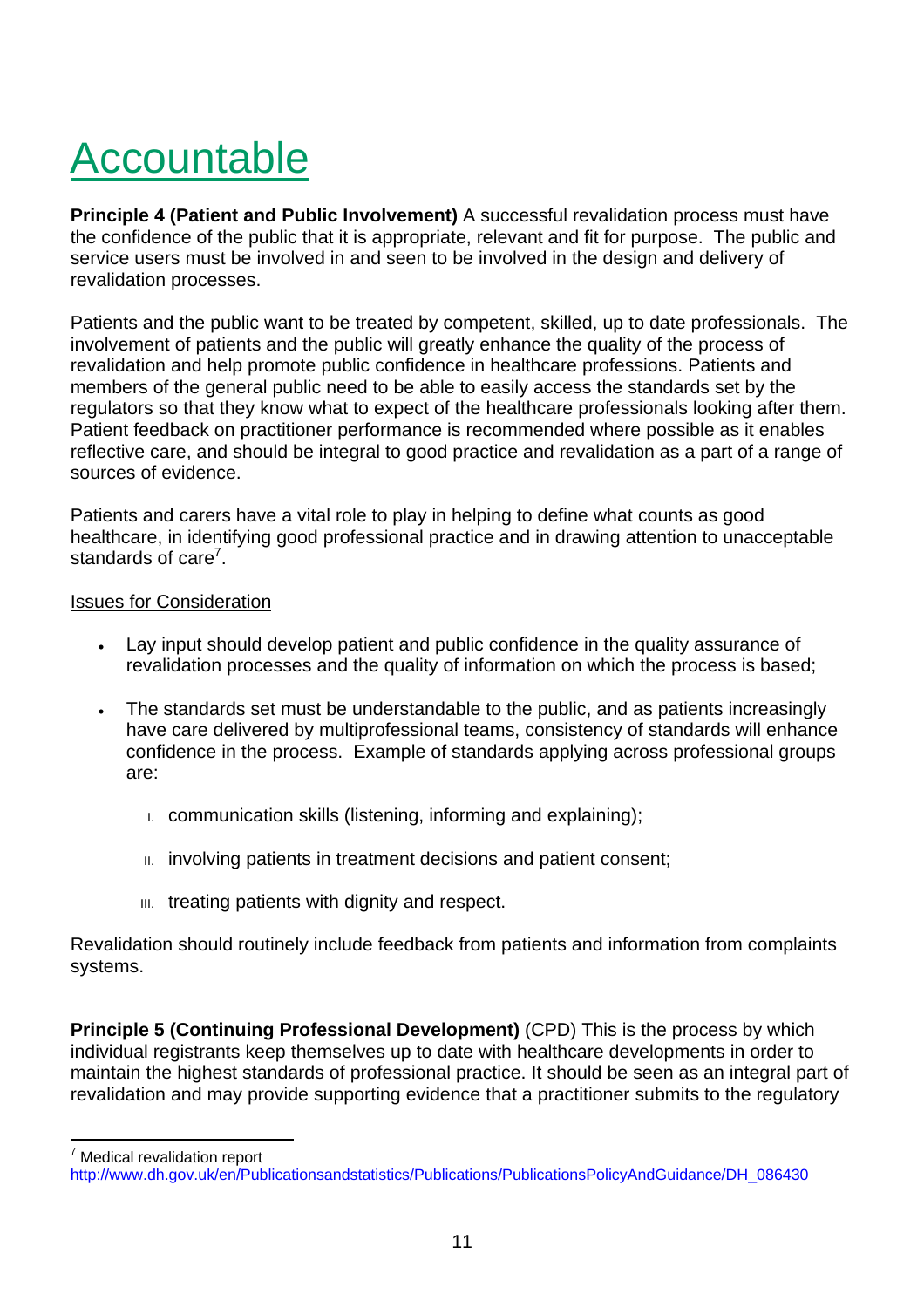# Accountable

**Principle 4 (Patient and Public Involvement)** A successful revalidation process must have the confidence of the public that it is appropriate, relevant and fit for purpose. The public and service users must be involved in and seen to be involved in the design and delivery of revalidation processes.

Patients and the public want to be treated by competent, skilled, up to date professionals. The involvement of patients and the public will greatly enhance the quality of the process of revalidation and help promote public confidence in healthcare professions. Patients and members of the general public need to be able to easily access the standards set by the regulators so that they know what to expect of the healthcare professionals looking after them. Patient feedback on practitioner performance is recommended where possible as it enables reflective care, and should be integral to good practice and revalidation as a part of a range of sources of evidence.

Patients and carers have a vital role to play in helping to define what counts as good healthcare, in identifying good professional practice and in drawing attention to unacceptable standards of care[7].

Issues for Consideration

- Lay input should develop patient and public confidence in the quality assurance of revalidation processes and the quality of information on which the process is based;
- The standards set must be understandable to the public, and as patients increasingly have care delivered by multiprofessional teams, consistency of standards will enhance confidence in the process. Example of standards applying across professional groups are:
    - I. communication skills (listening, informing and explaining);
    - II. involving patients in treatment decisions and patient consent;
    - III. treating patients with dignity and respect.

Revalidation should routinely include feedback from patients and information from complaints systems.

**Principle 5 (Continuing Professional Development)** (CPD) This is the process by which individual registrants keep themselves up to date with healthcare developments in order to maintain the highest standards of professional practice. It should be seen as an integral part of revalidation and may provide supporting evidence that a practitioner submits to the regulatory

---

[7] Medical revalidation report http://www.dh.gov.uk/en/Publicationsandstatistics/Publications/PublicationsPolicyAndGuidance/DH_086430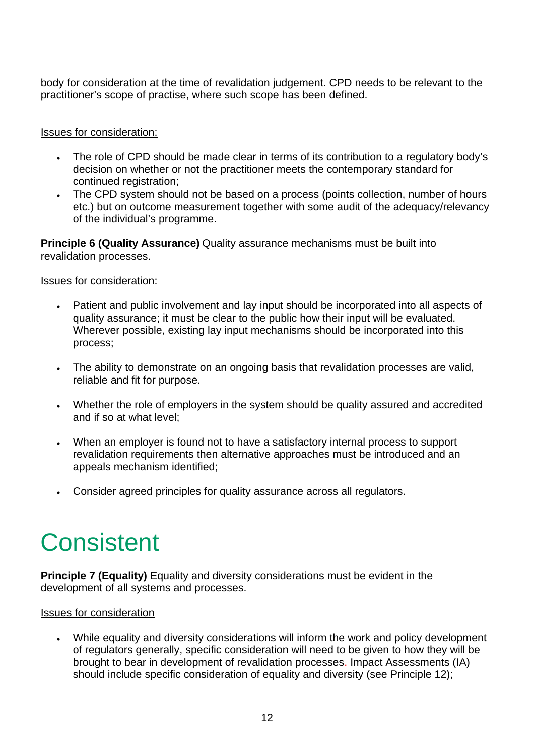body for consideration at the time of revalidation judgement. CPD needs to be relevant to the practitioner's scope of practise, where such scope has been defined.

Issues for consideration:

- The role of CPD should be made clear in terms of its contribution to a regulatory body's decision on whether or not the practitioner meets the contemporary standard for continued registration;
- The CPD system should not be based on a process (points collection, number of hours etc.) but on outcome measurement together with some audit of the adequacy/relevancy of the individual's programme.

**Principle 6 (Quality Assurance)** Quality assurance mechanisms must be built into revalidation processes.

Issues for consideration:

- Patient and public involvement and lay input should be incorporated into all aspects of quality assurance; it must be clear to the public how their input will be evaluated. Wherever possible, existing lay input mechanisms should be incorporated into this process;
- The ability to demonstrate on an ongoing basis that revalidation processes are valid, reliable and fit for purpose.
- Whether the role of employers in the system should be quality assured and accredited and if so at what level;
- When an employer is found not to have a satisfactory internal process to support revalidation requirements then alternative approaches must be introduced and an appeals mechanism identified;
- Consider agreed principles for quality assurance across all regulators.

# Consistent

**Principle 7 (Equality)** Equality and diversity considerations must be evident in the development of all systems and processes.

Issues for consideration

- While equality and diversity considerations will inform the work and policy development of regulators generally, specific consideration will need to be given to how they will be brought to bear in development of revalidation processes. Impact Assessments (IA) should include specific consideration of equality and diversity (see Principle 12);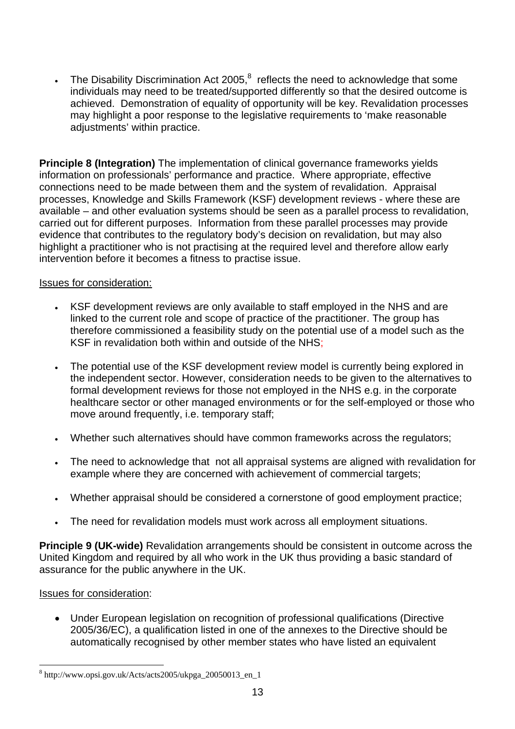- The Disability Discrimination Act 2005,[8] reflects the need to acknowledge that some individuals may need to be treated/supported differently so that the desired outcome is achieved. Demonstration of equality of opportunity will be key. Revalidation processes may highlight a poor response to the legislative requirements to 'make reasonable adjustments' within practice.

**Principle 8 (Integration)** The implementation of clinical governance frameworks yields information on professionals' performance and practice. Where appropriate, effective connections need to be made between them and the system of revalidation. Appraisal processes, Knowledge and Skills Framework (KSF) development reviews - where these are available – and other evaluation systems should be seen as a parallel process to revalidation, carried out for different purposes. Information from these parallel processes may provide evidence that contributes to the regulatory body's decision on revalidation, but may also highlight a practitioner who is not practising at the required level and therefore allow early intervention before it becomes a fitness to practise issue.

Issues for consideration:

- KSF development reviews are only available to staff employed in the NHS and are linked to the current role and scope of practice of the practitioner. The group has therefore commissioned a feasibility study on the potential use of a model such as the KSF in revalidation both within and outside of the NHS;
- The potential use of the KSF development review model is currently being explored in the independent sector. However, consideration needs to be given to the alternatives to formal development reviews for those not employed in the NHS e.g. in the corporate healthcare sector or other managed environments or for the self-employed or those who move around frequently, i.e. temporary staff;
- Whether such alternatives should have common frameworks across the regulators;
- The need to acknowledge that not all appraisal systems are aligned with revalidation for example where they are concerned with achievement of commercial targets;
- Whether appraisal should be considered a cornerstone of good employment practice;
- The need for revalidation models must work across all employment situations.

**Principle 9 (UK-wide)** Revalidation arrangements should be consistent in outcome across the United Kingdom and required by all who work in the UK thus providing a basic standard of assurance for the public anywhere in the UK.

Issues for consideration:

- Under European legislation on recognition of professional qualifications (Directive 2005/36/EC), a qualification listed in one of the annexes to the Directive should be automatically recognised by other member states who have listed an equivalent

[8] http://www.opsi.gov.uk/Acts/acts2005/ukpga_20050013_en_1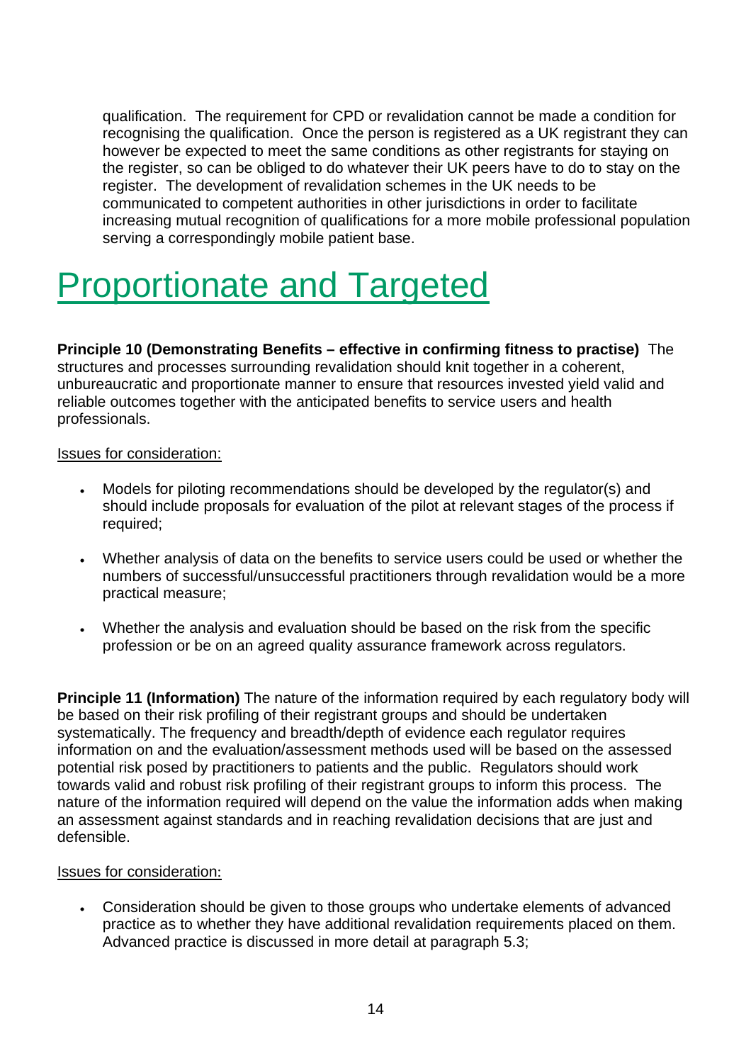qualification. The requirement for CPD or revalidation cannot be made a condition for recognising the qualification. Once the person is registered as a UK registrant they can however be expected to meet the same conditions as other registrants for staying on the register, so can be obliged to do whatever their UK peers have to do to stay on the register. The development of revalidation schemes in the UK needs to be communicated to competent authorities in other jurisdictions in order to facilitate increasing mutual recognition of qualifications for a more mobile professional population serving a correspondingly mobile patient base.

# Proportionate and Targeted

**Principle 10 (Demonstrating Benefits – effective in confirming fitness to practise)** The structures and processes surrounding revalidation should knit together in a coherent, unbureaucratic and proportionate manner to ensure that resources invested yield valid and reliable outcomes together with the anticipated benefits to service users and health professionals.

Issues for consideration:

- Models for piloting recommendations should be developed by the regulator(s) and should include proposals for evaluation of the pilot at relevant stages of the process if required;
- Whether analysis of data on the benefits to service users could be used or whether the numbers of successful/unsuccessful practitioners through revalidation would be a more practical measure;
- Whether the analysis and evaluation should be based on the risk from the specific profession or be on an agreed quality assurance framework across regulators.

**Principle 11 (Information)** The nature of the information required by each regulatory body will be based on their risk profiling of their registrant groups and should be undertaken systematically. The frequency and breadth/depth of evidence each regulator requires information on and the evaluation/assessment methods used will be based on the assessed potential risk posed by practitioners to patients and the public. Regulators should work towards valid and robust risk profiling of their registrant groups to inform this process. The nature of the information required will depend on the value the information adds when making an assessment against standards and in reaching revalidation decisions that are just and defensible.

Issues for consideration:

- Consideration should be given to those groups who undertake elements of advanced practice as to whether they have additional revalidation requirements placed on them. Advanced practice is discussed in more detail at paragraph 5.3;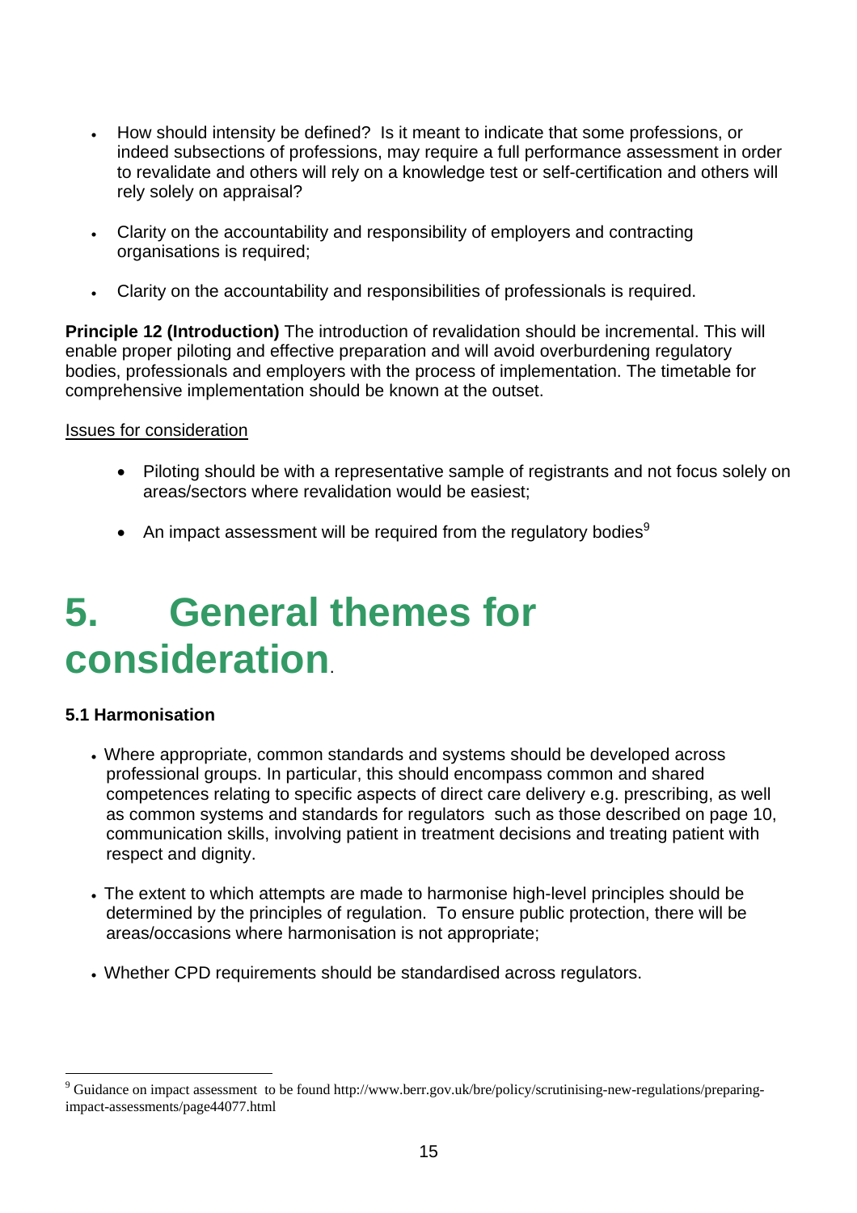- How should intensity be defined? Is it meant to indicate that some professions, or indeed subsections of professions, may require a full performance assessment in order to revalidate and others will rely on a knowledge test or self-certification and others will rely solely on appraisal?

- Clarity on the accountability and responsibility of employers and contracting organisations is required;

- Clarity on the accountability and responsibilities of professionals is required.

**Principle 12 (Introduction)** The introduction of revalidation should be incremental. This will enable proper piloting and effective preparation and will avoid overburdening regulatory bodies, professionals and employers with the process of implementation. The timetable for comprehensive implementation should be known at the outset.

Issues for consideration

- Piloting should be with a representative sample of registrants and not focus solely on areas/sectors where revalidation would be easiest;

- An impact assessment will be required from the regulatory bodies[9]

# 5. General themes for consideration.

### 5.1 Harmonisation

- Where appropriate, common standards and systems should be developed across professional groups. In particular, this should encompass common and shared competences relating to specific aspects of direct care delivery e.g. prescribing, as well as common systems and standards for regulators such as those described on page 10, communication skills, involving patient in treatment decisions and treating patient with respect and dignity.

- The extent to which attempts are made to harmonise high-level principles should be determined by the principles of regulation. To ensure public protection, there will be areas/occasions where harmonisation is not appropriate;

- Whether CPD requirements should be standardised across regulators.

[9] Guidance on impact assessment to be found http://www.berr.gov.uk/bre/policy/scrutinising-new-regulations/preparing-impact-assessments/page44077.html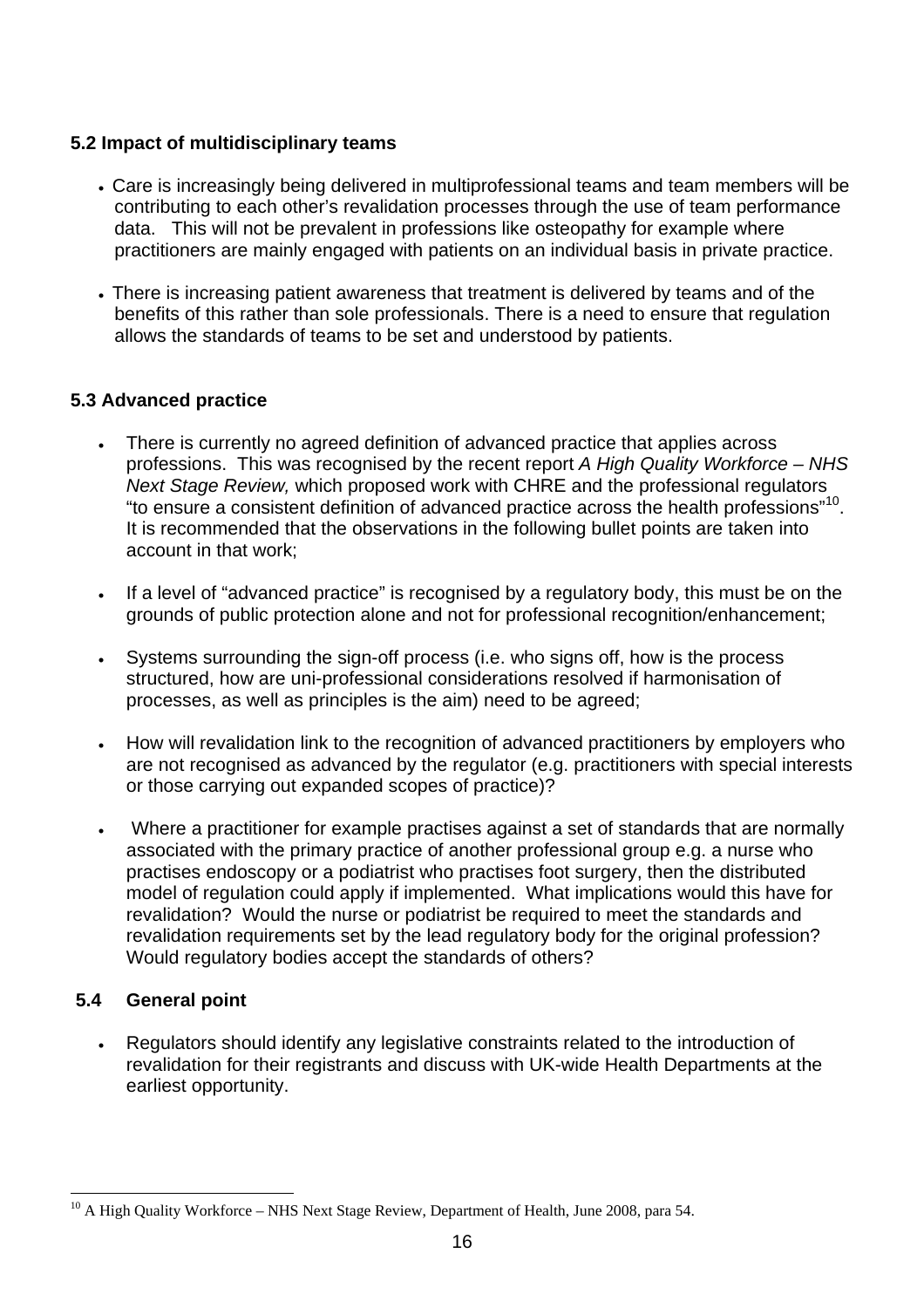### 5.2 Impact of multidisciplinary teams

- Care is increasingly being delivered in multiprofessional teams and team members will be contributing to each other's revalidation processes through the use of team performance data. This will not be prevalent in professions like osteopathy for example where practitioners are mainly engaged with patients on an individual basis in private practice.
- There is increasing patient awareness that treatment is delivered by teams and of the benefits of this rather than sole professionals. There is a need to ensure that regulation allows the standards of teams to be set and understood by patients.

### 5.3 Advanced practice

- There is currently no agreed definition of advanced practice that applies across professions. This was recognised by the recent report *A High Quality Workforce – NHS Next Stage Review,* which proposed work with CHRE and the professional regulators "to ensure a consistent definition of advanced practice across the health professions"[10]. It is recommended that the observations in the following bullet points are taken into account in that work;
- If a level of "advanced practice" is recognised by a regulatory body, this must be on the grounds of public protection alone and not for professional recognition/enhancement;
- Systems surrounding the sign-off process (i.e. who signs off, how is the process structured, how are uni-professional considerations resolved if harmonisation of processes, as well as principles is the aim) need to be agreed;
- How will revalidation link to the recognition of advanced practitioners by employers who are not recognised as advanced by the regulator (e.g. practitioners with special interests or those carrying out expanded scopes of practice)?
- Where a practitioner for example practises against a set of standards that are normally associated with the primary practice of another professional group e.g. a nurse who practises endoscopy or a podiatrist who practises foot surgery, then the distributed model of regulation could apply if implemented. What implications would this have for revalidation? Would the nurse or podiatrist be required to meet the standards and revalidation requirements set by the lead regulatory body for the original profession? Would regulatory bodies accept the standards of others?

### 5.4 General point

- Regulators should identify any legislative constraints related to the introduction of revalidation for their registrants and discuss with UK-wide Health Departments at the earliest opportunity.

---

[10] A High Quality Workforce – NHS Next Stage Review, Department of Health, June 2008, para 54.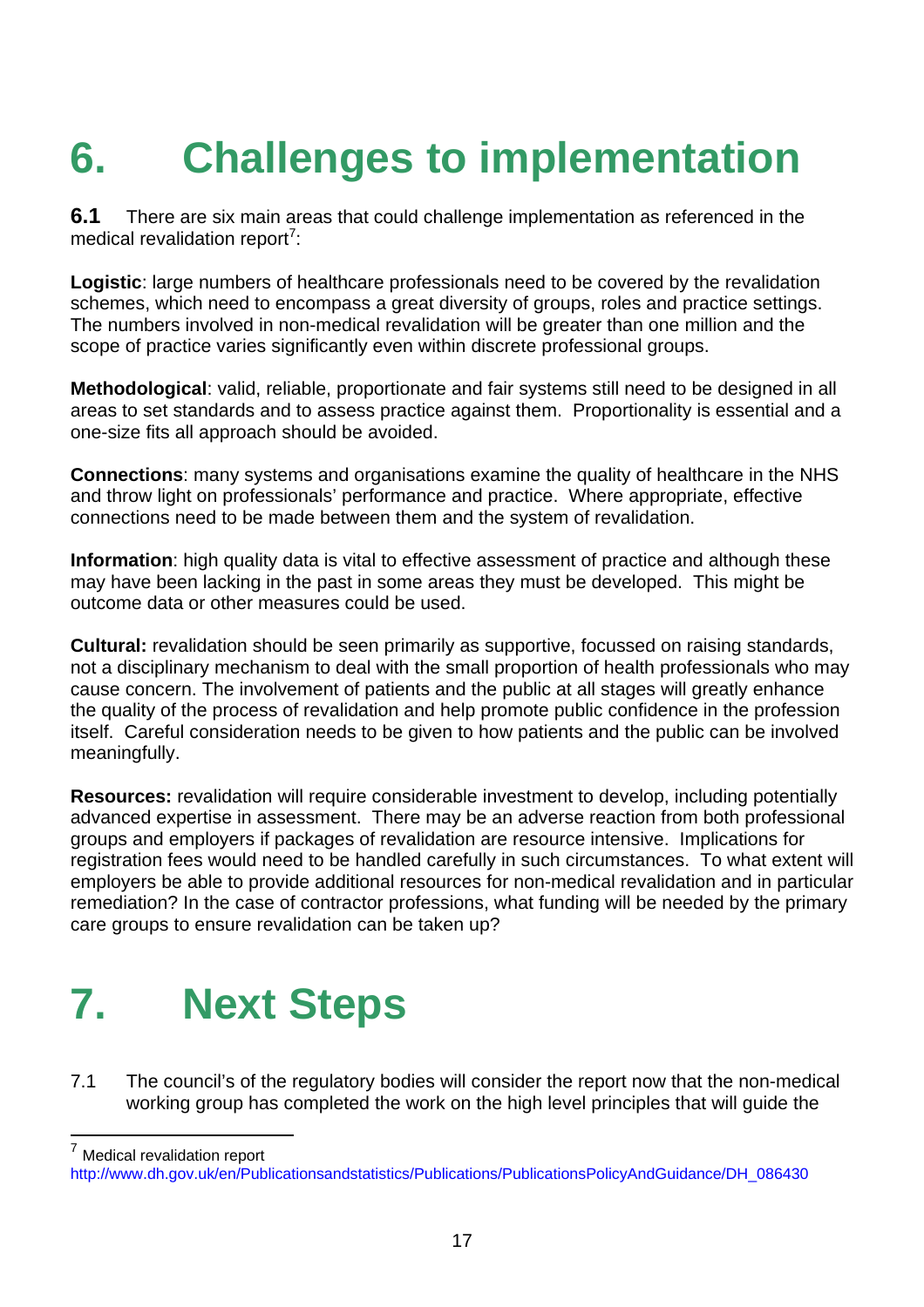# 6. Challenges to implementation

**6.1** There are six main areas that could challenge implementation as referenced in the medical revalidation report[7]:

**Logistic**: large numbers of healthcare professionals need to be covered by the revalidation schemes, which need to encompass a great diversity of groups, roles and practice settings. The numbers involved in non-medical revalidation will be greater than one million and the scope of practice varies significantly even within discrete professional groups.

**Methodological**: valid, reliable, proportionate and fair systems still need to be designed in all areas to set standards and to assess practice against them. Proportionality is essential and a one-size fits all approach should be avoided.

**Connections**: many systems and organisations examine the quality of healthcare in the NHS and throw light on professionals' performance and practice. Where appropriate, effective connections need to be made between them and the system of revalidation.

**Information**: high quality data is vital to effective assessment of practice and although these may have been lacking in the past in some areas they must be developed. This might be outcome data or other measures could be used.

**Cultural:** revalidation should be seen primarily as supportive, focussed on raising standards, not a disciplinary mechanism to deal with the small proportion of health professionals who may cause concern. The involvement of patients and the public at all stages will greatly enhance the quality of the process of revalidation and help promote public confidence in the profession itself. Careful consideration needs to be given to how patients and the public can be involved meaningfully.

**Resources:** revalidation will require considerable investment to develop, including potentially advanced expertise in assessment. There may be an adverse reaction from both professional groups and employers if packages of revalidation are resource intensive. Implications for registration fees would need to be handled carefully in such circumstances. To what extent will employers be able to provide additional resources for non-medical revalidation and in particular remediation? In the case of contractor professions, what funding will be needed by the primary care groups to ensure revalidation can be taken up?

# 7. Next Steps

7.1 The council's of the regulatory bodies will consider the report now that the non-medical working group has completed the work on the high level principles that will guide the

---

[7] Medical revalidation report http://www.dh.gov.uk/en/Publicationsandstatistics/Publications/PublicationsPolicyAndGuidance/DH_086430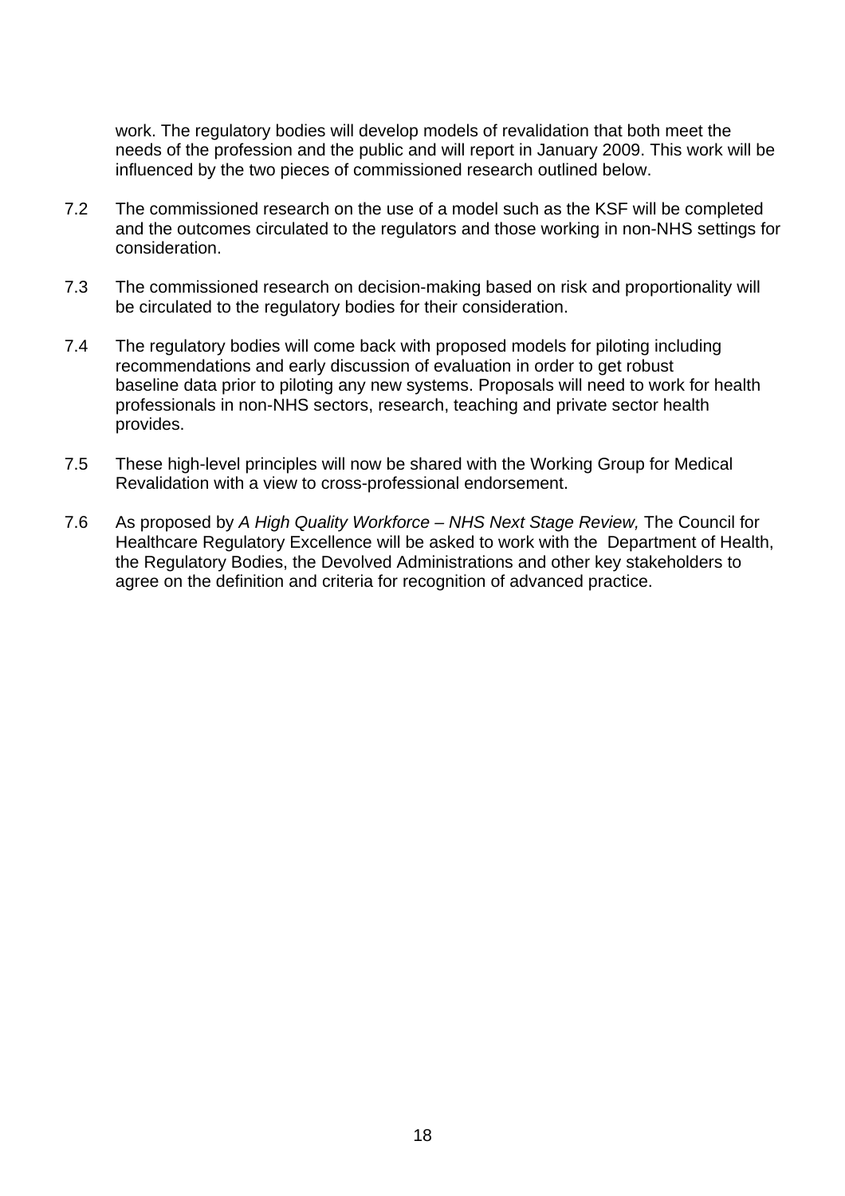work. The regulatory bodies will develop models of revalidation that both meet the needs of the profession and the public and will report in January 2009. This work will be influenced by the two pieces of commissioned research outlined below.

7.2 The commissioned research on the use of a model such as the KSF will be completed and the outcomes circulated to the regulators and those working in non-NHS settings for consideration.

7.3 The commissioned research on decision-making based on risk and proportionality will be circulated to the regulatory bodies for their consideration.

7.4 The regulatory bodies will come back with proposed models for piloting including recommendations and early discussion of evaluation in order to get robust baseline data prior to piloting any new systems. Proposals will need to work for health professionals in non-NHS sectors, research, teaching and private sector health provides.

7.5 These high-level principles will now be shared with the Working Group for Medical Revalidation with a view to cross-professional endorsement.

7.6 As proposed by *A High Quality Workforce – NHS Next Stage Review,* The Council for Healthcare Regulatory Excellence will be asked to work with the Department of Health, the Regulatory Bodies, the Devolved Administrations and other key stakeholders to agree on the definition and criteria for recognition of advanced practice.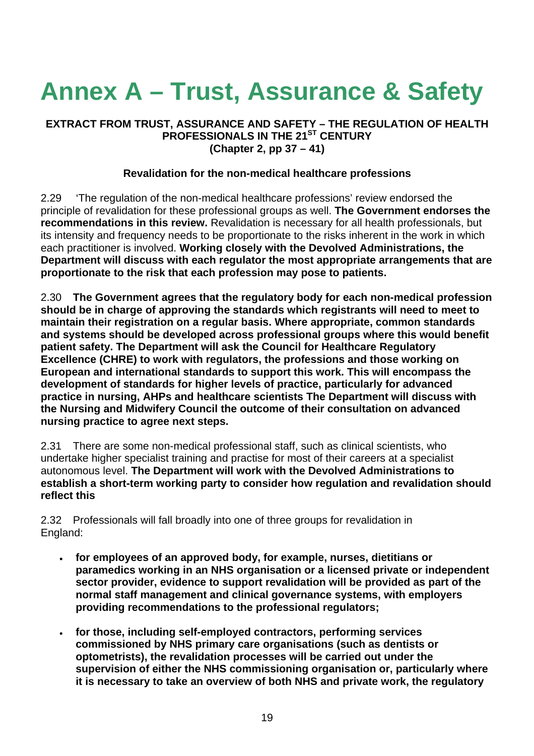# Annex A – Trust, Assurance & Safety

**EXTRACT FROM TRUST, ASSURANCE AND SAFETY – THE REGULATION OF HEALTH PROFESSIONALS IN THE 21ST CENTURY**
**(Chapter 2, pp 37 – 41)**

**Revalidation for the non-medical healthcare professions**

2.29 'The regulation of the non-medical healthcare professions' review endorsed the principle of revalidation for these professional groups as well. **The Government endorses the recommendations in this review.** Revalidation is necessary for all health professionals, but its intensity and frequency needs to be proportionate to the risks inherent in the work in which each practitioner is involved. **Working closely with the Devolved Administrations, the Department will discuss with each regulator the most appropriate arrangements that are proportionate to the risk that each profession may pose to patients.**

2.30 **The Government agrees that the regulatory body for each non-medical profession should be in charge of approving the standards which registrants will need to meet to maintain their registration on a regular basis. Where appropriate, common standards and systems should be developed across professional groups where this would benefit patient safety. The Department will ask the Council for Healthcare Regulatory Excellence (CHRE) to work with regulators, the professions and those working on European and international standards to support this work. This will encompass the development of standards for higher levels of practice, particularly for advanced practice in nursing, AHPs and healthcare scientists The Department will discuss with the Nursing and Midwifery Council the outcome of their consultation on advanced nursing practice to agree next steps.**

2.31 There are some non-medical professional staff, such as clinical scientists, who undertake higher specialist training and practise for most of their careers at a specialist autonomous level. **The Department will work with the Devolved Administrations to establish a short-term working party to consider how regulation and revalidation should reflect this**

2.32 Professionals will fall broadly into one of three groups for revalidation in England:

- **for employees of an approved body, for example, nurses, dietitians or paramedics working in an NHS organisation or a licensed private or independent sector provider, evidence to support revalidation will be provided as part of the normal staff management and clinical governance systems, with employers providing recommendations to the professional regulators;**
- **for those, including self-employed contractors, performing services commissioned by NHS primary care organisations (such as dentists or optometrists), the revalidation processes will be carried out under the supervision of either the NHS commissioning organisation or, particularly where it is necessary to take an overview of both NHS and private work, the regulatory**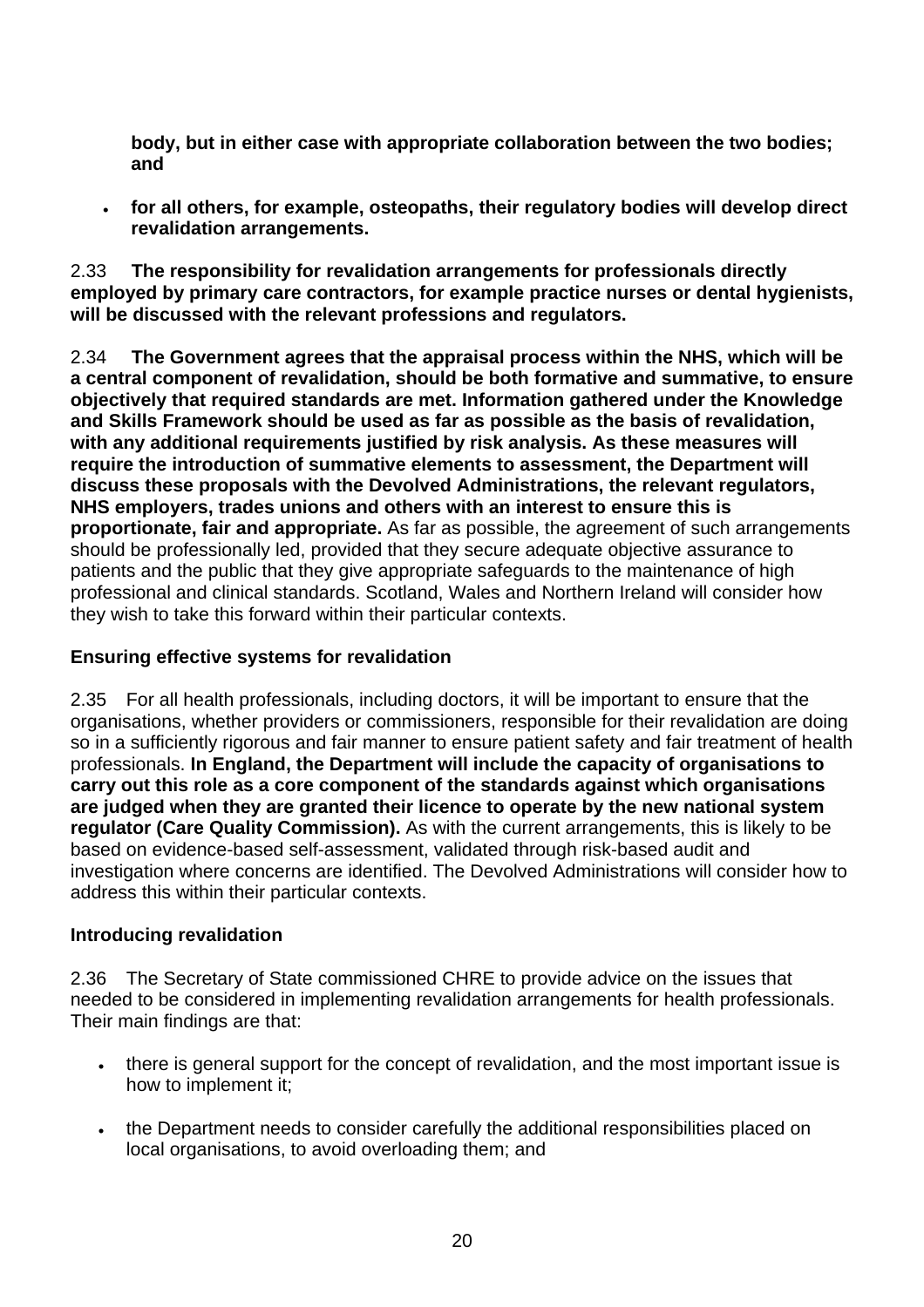**body, but in either case with appropriate collaboration between the two bodies; and**

- **for all others, for example, osteopaths, their regulatory bodies will develop direct revalidation arrangements.**

2.33 **The responsibility for revalidation arrangements for professionals directly employed by primary care contractors, for example practice nurses or dental hygienists, will be discussed with the relevant professions and regulators.**

2.34 **The Government agrees that the appraisal process within the NHS, which will be a central component of revalidation, should be both formative and summative, to ensure objectively that required standards are met. Information gathered under the Knowledge and Skills Framework should be used as far as possible as the basis of revalidation, with any additional requirements justified by risk analysis. As these measures will require the introduction of summative elements to assessment, the Department will discuss these proposals with the Devolved Administrations, the relevant regulators, NHS employers, trades unions and others with an interest to ensure this is proportionate, fair and appropriate.** As far as possible, the agreement of such arrangements should be professionally led, provided that they secure adequate objective assurance to patients and the public that they give appropriate safeguards to the maintenance of high professional and clinical standards. Scotland, Wales and Northern Ireland will consider how they wish to take this forward within their particular contexts.

### Ensuring effective systems for revalidation

2.35 For all health professionals, including doctors, it will be important to ensure that the organisations, whether providers or commissioners, responsible for their revalidation are doing so in a sufficiently rigorous and fair manner to ensure patient safety and fair treatment of health professionals. **In England, the Department will include the capacity of organisations to carry out this role as a core component of the standards against which organisations are judged when they are granted their licence to operate by the new national system regulator (Care Quality Commission).** As with the current arrangements, this is likely to be based on evidence-based self-assessment, validated through risk-based audit and investigation where concerns are identified. The Devolved Administrations will consider how to address this within their particular contexts.

### Introducing revalidation

2.36 The Secretary of State commissioned CHRE to provide advice on the issues that needed to be considered in implementing revalidation arrangements for health professionals. Their main findings are that:

- there is general support for the concept of revalidation, and the most important issue is how to implement it;
- the Department needs to consider carefully the additional responsibilities placed on local organisations, to avoid overloading them; and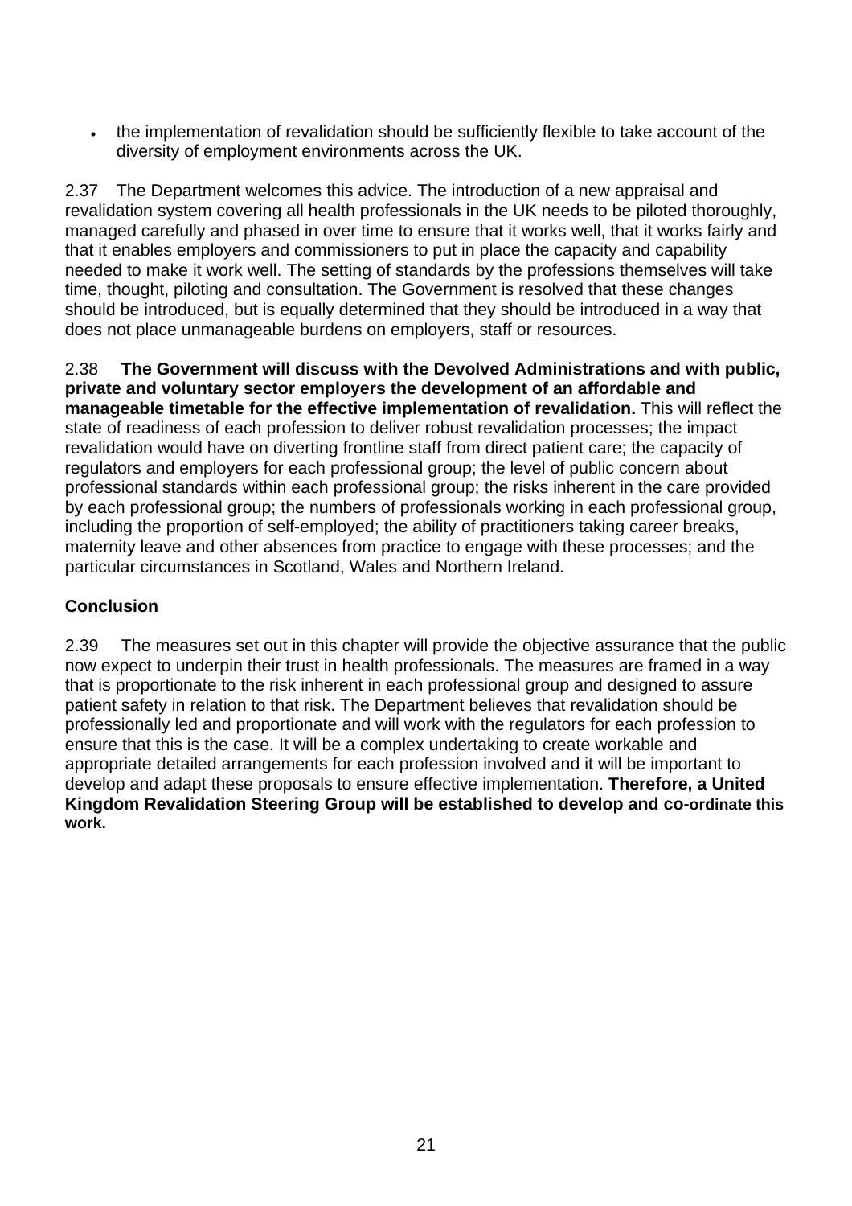- the implementation of revalidation should be sufficiently flexible to take account of the diversity of employment environments across the UK.

2.37 The Department welcomes this advice. The introduction of a new appraisal and revalidation system covering all health professionals in the UK needs to be piloted thoroughly, managed carefully and phased in over time to ensure that it works well, that it works fairly and that it enables employers and commissioners to put in place the capacity and capability needed to make it work well. The setting of standards by the professions themselves will take time, thought, piloting and consultation. The Government is resolved that these changes should be introduced, but is equally determined that they should be introduced in a way that does not place unmanageable burdens on employers, staff or resources.

2.38 **The Government will discuss with the Devolved Administrations and with public, private and voluntary sector employers the development of an affordable and manageable timetable for the effective implementation of revalidation.** This will reflect the state of readiness of each profession to deliver robust revalidation processes; the impact revalidation would have on diverting frontline staff from direct patient care; the capacity of regulators and employers for each professional group; the level of public concern about professional standards within each professional group; the risks inherent in the care provided by each professional group; the numbers of professionals working in each professional group, including the proportion of self-employed; the ability of practitioners taking career breaks, maternity leave and other absences from practice to engage with these processes; and the particular circumstances in Scotland, Wales and Northern Ireland.

**Conclusion**

2.39 The measures set out in this chapter will provide the objective assurance that the public now expect to underpin their trust in health professionals. The measures are framed in a way that is proportionate to the risk inherent in each professional group and designed to assure patient safety in relation to that risk. The Department believes that revalidation should be professionally led and proportionate and will work with the regulators for each profession to ensure that this is the case. It will be a complex undertaking to create workable and appropriate detailed arrangements for each profession involved and it will be important to develop and adapt these proposals to ensure effective implementation. **Therefore, a United Kingdom Revalidation Steering Group will be established to develop and co-ordinate this work.**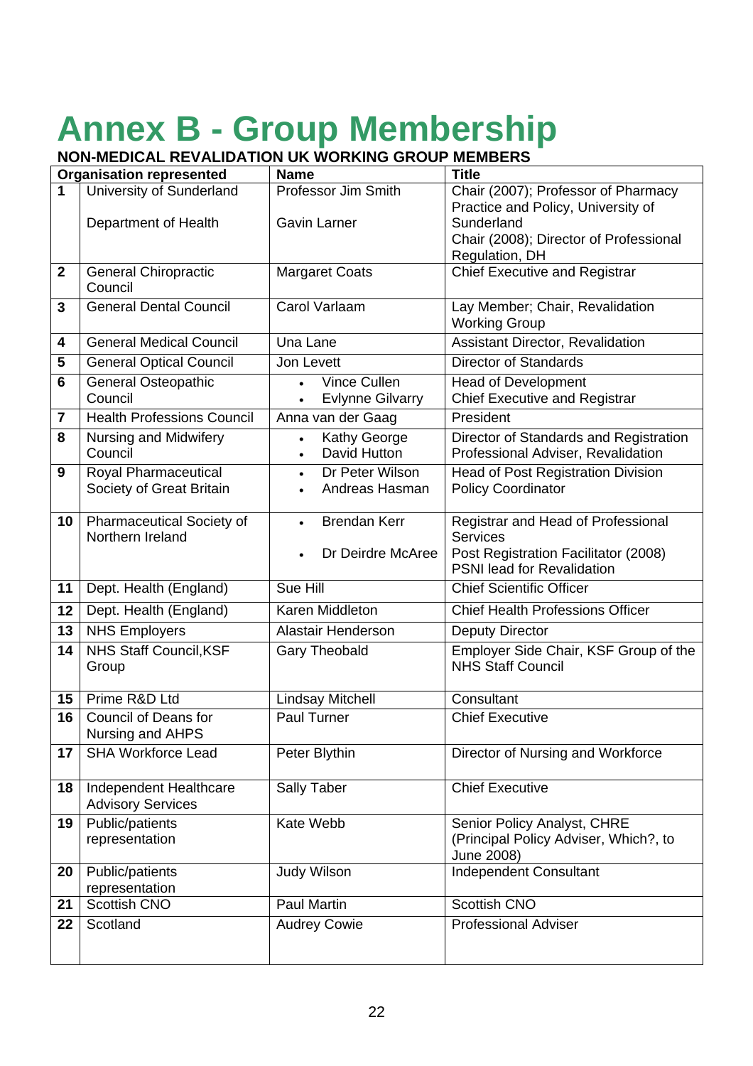# Annex B - Group Membership

**NON-MEDICAL REVALIDATION UK WORKING GROUP MEMBERS**

| Organisation represented | | Name | Title |
|---|---|---|---|
| **1** | University of Sunderland<br><br>Department of Health | Professor Jim Smith<br><br>Gavin Larner | Chair (2007); Professor of Pharmacy Practice and Policy, University of Sunderland<br>Chair (2008); Director of Professional Regulation, DH |
| **2** | General Chiropractic Council | Margaret Coats | Chief Executive and Registrar |
| **3** | General Dental Council | Carol Varlaam | Lay Member; Chair, Revalidation Working Group |
| **4** | General Medical Council | Una Lane | Assistant Director, Revalidation |
| **5** | General Optical Council | Jon Levett | Director of Standards |
| **6** | General Osteopathic Council | • Vince Cullen<br>• Evlynne Gilvarry | Head of Development<br>Chief Executive and Registrar |
| **7** | Health Professions Council | Anna van der Gaag | President |
| **8** | Nursing and Midwifery Council | • Kathy George<br>• David Hutton | Director of Standards and Registration<br>Professional Adviser, Revalidation |
| **9** | Royal Pharmaceutical Society of Great Britain | • Dr Peter Wilson<br>• Andreas Hasman | Head of Post Registration Division<br>Policy Coordinator |
| **10** | Pharmaceutical Society of Northern Ireland | • Brendan Kerr<br><br>• Dr Deirdre McAree | Registrar and Head of Professional Services<br>Post Registration Facilitator (2008)<br>PSNI lead for Revalidation |
| **11** | Dept. Health (England) | Sue Hill | Chief Scientific Officer |
| **12** | Dept. Health (England) | Karen Middleton | Chief Health Professions Officer |
| **13** | NHS Employers | Alastair Henderson | Deputy Director |
| **14** | NHS Staff Council,KSF Group | Gary Theobald | Employer Side Chair, KSF Group of the NHS Staff Council |
| **15** | Prime R&D Ltd | Lindsay Mitchell | Consultant |
| **16** | Council of Deans for Nursing and AHPS | Paul Turner | Chief Executive |
| **17** | SHA Workforce Lead | Peter Blythin | Director of Nursing and Workforce |
| **18** | Independent Healthcare Advisory Services | Sally Taber | Chief Executive |
| **19** | Public/patients representation | Kate Webb | Senior Policy Analyst, CHRE (Principal Policy Adviser, Which?, to June 2008) |
| **20** | Public/patients representation | Judy Wilson | Independent Consultant |
| **21** | Scottish CNO | Paul Martin | Scottish CNO |
| **22** | Scotland | Audrey Cowie | Professional Adviser |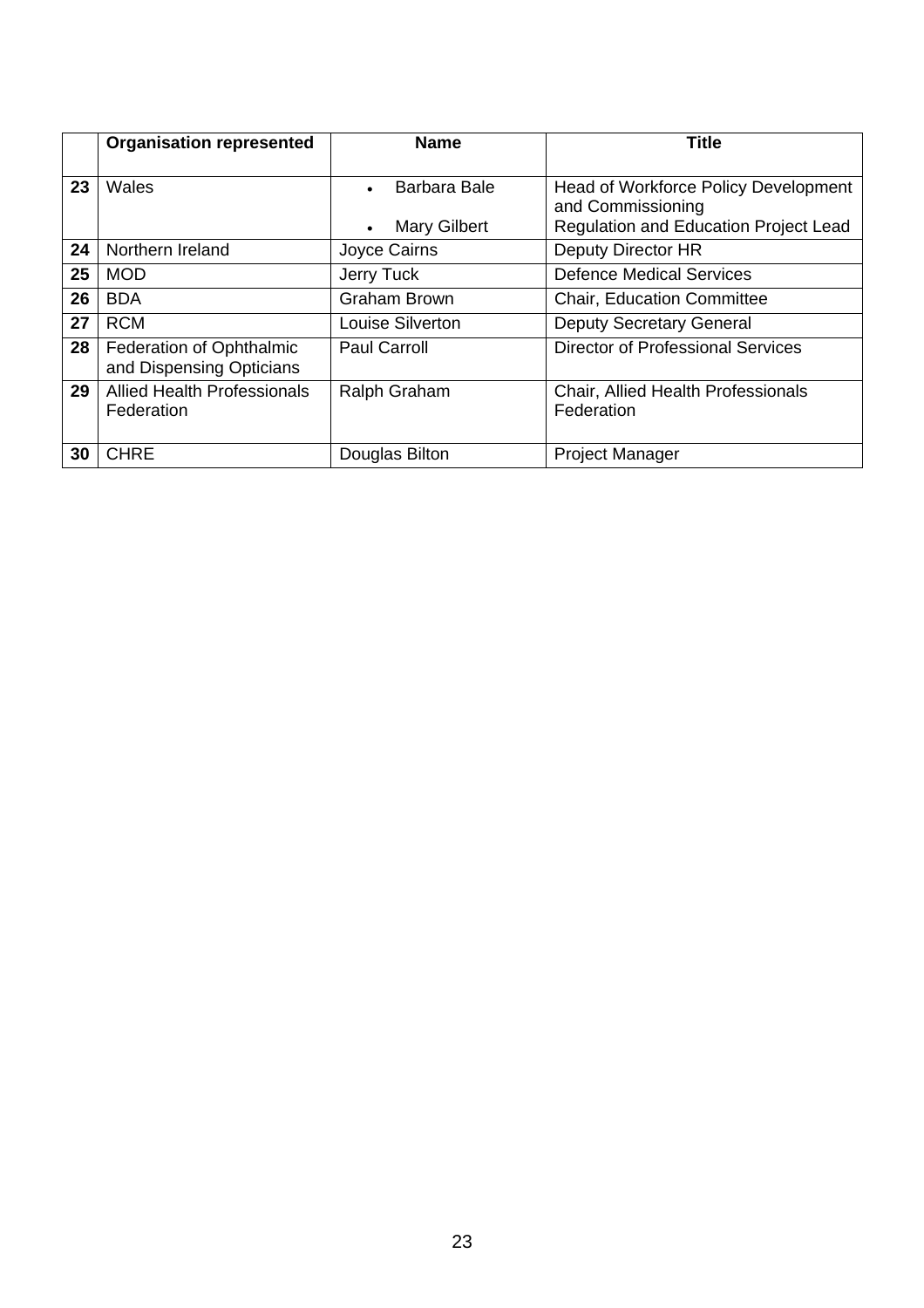| | Organisation represented | Name | Title |
|---|---|---|---|
| 23 | Wales | • Barbara Bale<br>• Mary Gilbert | Head of Workforce Policy Development and Commissioning<br>Regulation and Education Project Lead |
| 24 | Northern Ireland | Joyce Cairns | Deputy Director HR |
| 25 | MOD | Jerry Tuck | Defence Medical Services |
| 26 | BDA | Graham Brown | Chair, Education Committee |
| 27 | RCM | Louise Silverton | Deputy Secretary General |
| 28 | Federation of Ophthalmic and Dispensing Opticians | Paul Carroll | Director of Professional Services |
| 29 | Allied Health Professionals Federation | Ralph Graham | Chair, Allied Health Professionals Federation |
| 30 | CHRE | Douglas Bilton | Project Manager |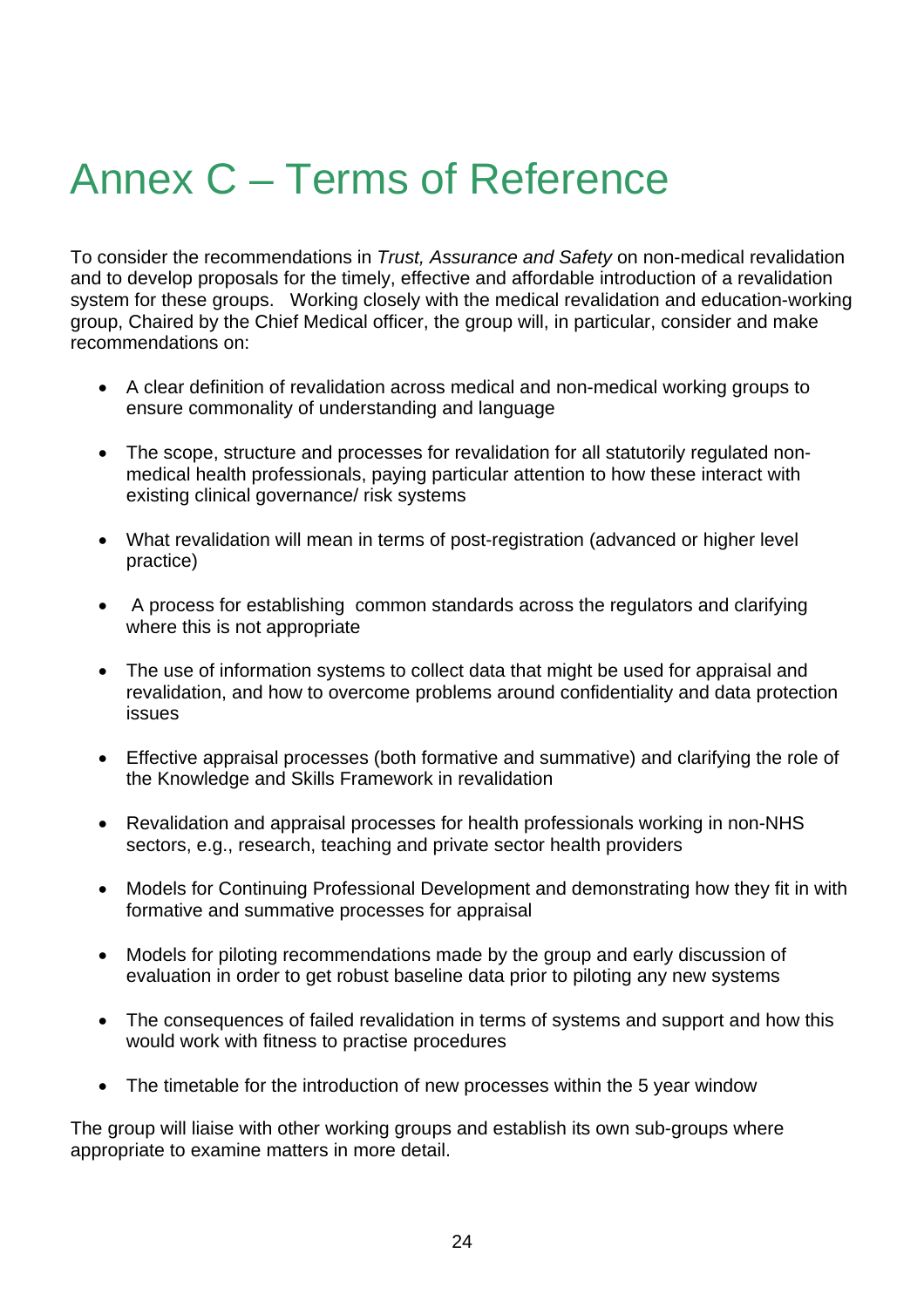# Annex C – Terms of Reference

To consider the recommendations in *Trust, Assurance and Safety* on non-medical revalidation and to develop proposals for the timely, effective and affordable introduction of a revalidation system for these groups. Working closely with the medical revalidation and education-working group, Chaired by the Chief Medical officer, the group will, in particular, consider and make recommendations on:

- A clear definition of revalidation across medical and non-medical working groups to ensure commonality of understanding and language
- The scope, structure and processes for revalidation for all statutorily regulated non-medical health professionals, paying particular attention to how these interact with existing clinical governance/ risk systems
- What revalidation will mean in terms of post-registration (advanced or higher level practice)
- A process for establishing common standards across the regulators and clarifying where this is not appropriate
- The use of information systems to collect data that might be used for appraisal and revalidation, and how to overcome problems around confidentiality and data protection issues
- Effective appraisal processes (both formative and summative) and clarifying the role of the Knowledge and Skills Framework in revalidation
- Revalidation and appraisal processes for health professionals working in non-NHS sectors, e.g., research, teaching and private sector health providers
- Models for Continuing Professional Development and demonstrating how they fit in with formative and summative processes for appraisal
- Models for piloting recommendations made by the group and early discussion of evaluation in order to get robust baseline data prior to piloting any new systems
- The consequences of failed revalidation in terms of systems and support and how this would work with fitness to practise procedures
- The timetable for the introduction of new processes within the 5 year window

The group will liaise with other working groups and establish its own sub-groups where appropriate to examine matters in more detail.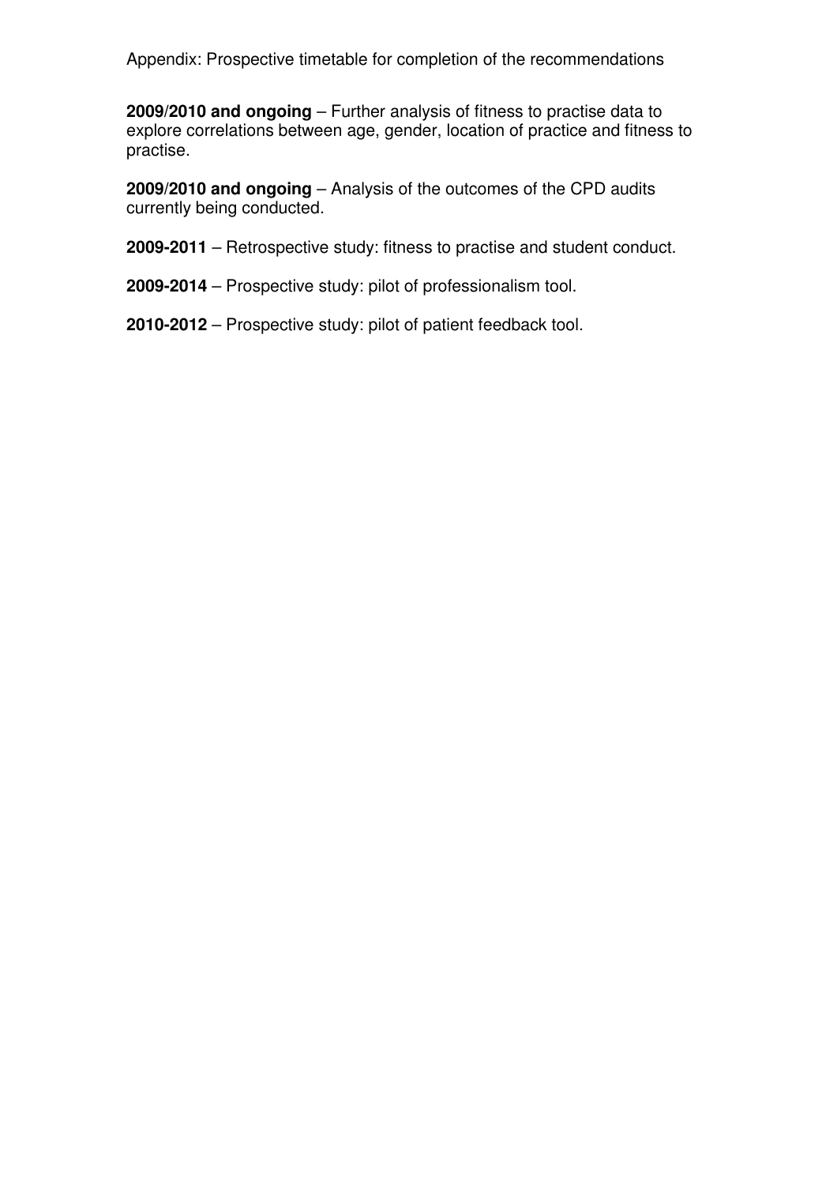Appendix: Prospective timetable for completion of the recommendations

**2009/2010 and ongoing** – Further analysis of fitness to practise data to explore correlations between age, gender, location of practice and fitness to practise.

**2009/2010 and ongoing** – Analysis of the outcomes of the CPD audits currently being conducted.

**2009-2011** – Retrospective study: fitness to practise and student conduct.

**2009-2014** – Prospective study: pilot of professionalism tool.

**2010-2012** – Prospective study: pilot of patient feedback tool.